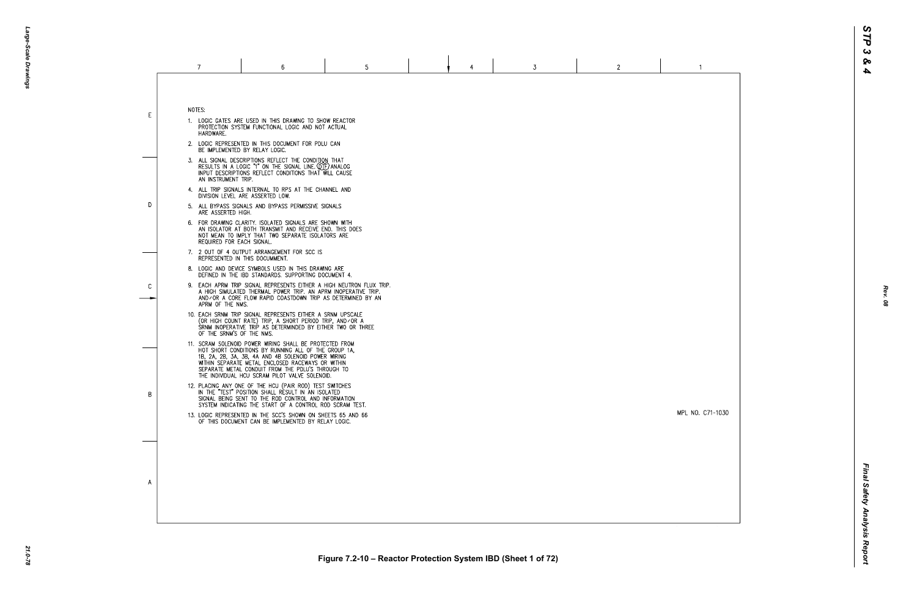NOTES:

1. LOGIC GATES ARE USED IN THIS DRAWING TO SHOW REACTOR PROTECTION SYSTEM FUNCTIONAL LOGIC AND NOT ACTUAL HARDWARE.
2. LOGIC REPRESENTED IN THIS DOCUMENT FOR PDLU CAN BE IMPLEMENTED BY RELAY LOGIC.
3. ALL SIGNAL DESCRIPTIONS REFLECT THE CONDITION THAT RESULTS IN A LOGIC "1" ON THE SIGNAL LINE. (OTF) ANALOG INPUT DESCRIPTIONS REFLECT CONDITIONS THAT WILL CAUSE AN INSTRUMENT TRIP.
4. ALL TRIP SIGNALS INTERNAL TO RPS AT THE CHANNEL AND DIVISION LEVEL ARE ASSERTED LOW.
5. ALL BYPASS SIGNALS AND BYPASS PERMISSIVE SIGNALS ARE ASSERTED HIGH.
6. FOR DRAWING CLARITY, ISOLATED SIGNALS ARE SHOWN WITH AN ISOLATOR AT BOTH TRANSMIT AND RECEIVE END. THIS DOES NOT MEAN TO IMPLY THAT TWO SEPARATE ISOLATORS ARE REQUIRED FOR EACH SIGNAL.
7. 2 OUT OF 4 OUTPUT ARRANGEMENT FOR SCC IS REPRESENTED IN THIS DOCUMMENT.
8. LOGIC AND DEVICE SYMBOLS USED IN THIS DRAWING ARE DEFINED IN THE IBD STANDARDS. SUPPORTING DOCUMENT 4.
9. EACH APRM TRIP SIGNAL REPRESENTS EITHER A HIGH NEUTRON FLUX TRIP. A HIGH SIMULATED THERMAL POWER TRIP. AN APRM INOPERATIVE TRIP. AND/OR A CORE FLOW RAPID COASTDOWN TRIP AS DETERMINED BY AN APRM OF THE NMS.
10. EACH SRNM TRIP SIGNAL REPRESENTS EITHER A SRNM UPSCALE (OR HIGH COUNT RATE) TRIP, A SHORT PERIOD TRIP, AND/OR A SRNM INOPERATIVE TRIP AS DETERMINDED BY EITHER TWO OR THREE OF THE SRNM'S OF THE NMS.
11. SCRAM SOLENOID POWER WIRING SHALL BE PROTECTED FROM HOT SHORT CONDITIONS BY RUNNING ALL OF THE GROUP 1A, 1B, 2A, 2B, 3A, 3B, 4A AND 4B SOLENOID POWER WIRING WITHIN SEPARATE METAL ENCLOSED RACEWAYS OR WITHIN SEPARATE METAL CONDUIT FROM THE PDLU'S THROUGH TO THE INDIVIDUAL HCU SCRAM PILOT VALVE SOLENOID.
12. PLACING ANY ONE OF THE HCU (PAIR ROD) TEST SWITCHES IN THE "TEST" POSITION SHALL RESULT IN AN ISOLATED SIGNAL BEING SENT TO THE ROD CONTROL AND INFORMATION SYSTEM INDICATING THE START OF A CONTROL ROD SCRAM TEST.
13. LOGIC REPRESENTED IN THE SCC'S SHOWN ON SHEETS 65 AND 66 OF THIS DOCUMENT CAN BE IMPLEMENTED BY RELAY LOGIC.

MPL NO. C71-1030

Figure 7.2-10 – Reactor Protection System IBD (Sheet 1 of 72)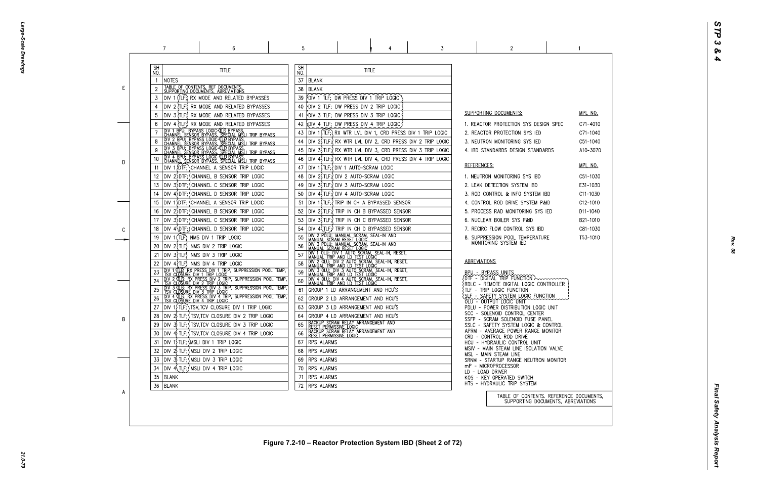| SH NO. | TITLE |
|---|---|
| 1 | NOTES |
| 2 | TABLE OF CONTENTS, REF DOCUMENTS, SUPPORTING DOCUMENTS, ABREVIATIONS |
| 3 | DIV 1 (TLF) RX MODE AND RELATED BYPASSES |
| 4 | DIV 2 (TLF) RX MODE AND RELATED BYPASSES |
| 5 | DIV 3 (TLF) RX MODE AND RELATED BYPASSES |
| 6 | DIV 4 (TLF) RX MODE AND RELATED BYPASSES |
| 7 | DIV 1 BPU; BYPASS LOGIC (TLF) BYPASS, CHANNEL SENSOR BYPASS, SPECIAL MSLI TRIP BYPASS |
| 8 | DIV 2 BPU; BYPASS LOGIC (TLF) BYPASS, CHANNEL SENSOR BYPASS, SPECIAL MSLI TRIP BYPASS |
| 9 | DIV 3 BPU; BYPASS LOGIC (TLF) BYPASS, CHANNEL SENSOR BYPASS, SPECIAL MSLI TRIP BYPASS |
| 10 | DIV 4 BPU; BYPASS LOGIC (TLF) BYPASS, CHANNEL SENSOR BYPASS, SPECIAL MSLI TRIP BYPASS |
| 11 | DIV 1 (DTF; CHANNEL A SENSOR TRIP LOGIC |
| 12 | DIV 2 (DTF; CHANNEL B SENSOR TRIP LOGIC |
| 13 | DIV 3 (DTF; CHANNEL C SENSOR TRIP LOGIC |
| 14 | DIV 4 (DTF; CHANNEL D SENSOR TRIP LOGIC |
| 15 | DIV 1 (DTF; CHANNEL A SENSOR TRIP LOGIC |
| 16 | DIV 2 (DTF; CHANNEL B SENSOR TRIP LOGIC |
| 17 | DIV 3 (DTF; CHANNEL C SENSOR TRIP LOGIC |
| 18 | DIV 4 (DTF; CHANNEL D SENSOR TRIP LOGIC |
| 19 | DIV 1 (TLF) NMS DIV 1 TRIP LOGIC |
| 20 | DIV 2 (TLF) NMS DIV 2 TRIP LOGIC |
| 21 | DIV 3 (TLF) NMS DIV 3 TRIP LOGIC |
| 22 | DIV 4 (TLF) NMS DIV 4 TRIP LOGIC |
| 23 | DIV 1 (TLF) RX PRESS DIV 1 TRIP, SUPPRESSION POOL TEMP, TSV CLOSURE DIV 1 TRIP LOGIC |
| 24 | DIV 2 (TLF) RX PRESS DIV 2 TRIP, SUPPRESSION POOL TEMP, TSV CLOSURE DIV 2 TRIP LOGIC |
| 25 | DIV 3 (TLF) RX PRESS DIV 3 TRIP, SUPPRESSION POOL TEMP, TSV CLOSURE DIV 3 TRIP LOGIC |
| 26 | DIV 4 (TLF) RX PRESS DIV 4 TRIP, SUPPRESSION POOL TEMP, TSV CLOSURE DIV 4 TRIP LOGIC |
| 27 | DIV 1 (TLF; TSV,TCV CLOSURE DIV 1 TRIP LOGIC |
| 28 | DIV 2 (TLF; TSV,TCV CLOSURE DIV 2 TRIP LOGIC |
| 29 | DIV 3 (TLF; TSV,TCV CLOSURE DIV 3 TRIP LOGIC |
| 30 | DIV 4 (TLF; TSV,TCV CLOSURE DIV 4 TRIP LOGIC |
| 31 | DIV 1 (TLF; MSLI DIV 1 TRIP LOGIC |
| 32 | DIV 2 (TLF; MSLI DIV 2 TRIP LOGIC |
| 33 | DIV 3 (TLF; MSLI DIV 3 TRIP LOGIC |
| 34 | DIV 4 (TLF; MSLI DIV 4 TRIP LOGIC |
| 35 | BLANK |
| 36 | BLANK |

| SH NO. | TITLE |
|---|---|
| 37 | BLANK |
| 38 | BLANK |
| 39 | DIV 1 TLF; DW PRESS DIV 1 TRIP LOGIC |
| 40 | DIV 2 TLF; DW PRESS DIV 2 TRIP LOGIC |
| 41 | DIV 3 TLF; DW PRESS DIV 3 TRIP LOGIC |
| 42 | DIV 4 TLF; DW PRESS DIV 4 TRIP LOGIC |
| 43 | DIV 1 (TLF; RX WTR LVL DIV 1, CRD PRESS DIV 1 TRIP LOGIC |
| 44 | DIV 2 (TLF; RX WTR LVL DIV 2, CRD PRESS DIV 2 TRIP LOGIC |
| 45 | DIV 3 (TLF; RX WTR LVL DIV 3, CRD PRESS DIV 3 TRIP LOGIC |
| 46 | DIV 4 (TLF; RX WTR LVL DIV 4, CRD PRESS DIV 4 TRIP LOGIC |
| 47 | DIV 1 (TLF; DIV 1 AUTO-SCRAM LOGIC |
| 48 | DIV 2 (TLF; DIV 2 AUTO-SCRAM LOGIC |
| 49 | DIV 3 (TLF; DIV 3 AUTO-SCRAM LOGIC |
| 50 | DIV 4 (TLF; DIV 4 AUTO-SCRAM LOGIC |
| 51 | DIV 1 (TLF; TRIP IN CH A BYPASSED SENSOR |
| 52 | DIV 2 (TLF; TRIP IN CH B BYPASSED SENSOR |
| 53 | DIV 3 (TLF; TRIP IN CH C BYPASSED SENSOR |
| 54 | DIV 4 (TLF) TRIP IN CH D BYPASSED SENSOR |
| 55 | DIV 2 PDLU; MANUAL SCRAM, SEAL-IN AND MANUAL SCRAM RESET LOGIC |
| 56 | DIV 3 PDLU; MANUAL SCRAM, SEAL-IN AND MANUAL SCRAM RESET LOGIC |
| 57 | DIV 1 OLU; DIV 1 AUTO SCRAM, SEAL-IN, RESET, MANUAL TRIP AND LD TEST LOGIC |
| 58 | DIV 2 OLU; DIV 2 AUTO SCRAM, SEAL-IN, RESET, MANUAL TRIP AND LD TEST LOGIC |
| 59 | DIV 3 OLU; DIV 3 AUTO SCRAM, SEAL-IN, RESET, MANUAL TRIP AND LD TEST LOGIC |
| 60 | DIV 4 OLU; DIV 4 AUTO SCRAM, SEAL-IN, RESET, MANUAL TRIP AND LD TEST LOGIC |
| 61 | GROUP 1 LD ARRANGEMENT AND HCU'S |
| 62 | GROUP 2 LD ARRANGEMENT AND HCU'S |
| 63 | GROUP 3 LD ARRANGEMENT AND HCU'S |
| 64 | GROUP 4 LD ARRANGEMENT AND HCU'S |
| 65 | BACKUP SCRAM RELAY ARRANGEMENT AND RESET PERMISSIVE LOGIC |
| 66 | BACKUP SCRAM RELAY ARRANGEMENT AND RESET PERMISSIVE LOGIC |
| 67 | RPS ALARMS |
| 68 | RPS ALARMS |
| 69 | RPS ALARMS |
| 70 | RPS ALARMS |
| 71 | RPS ALARMS |
| 72 | RPS ALARMS |

| SUPPORTING DOCUMENTS: | MPL NO. |
|---|---|
| 1. REACTOR PROTECTION SYS DESIGN SPEC | C71-4010 |
| 2. REACTOR PROTECTION SYS IED | C71-1040 |
| 3. NEUTRON MONITORING SYS IED | C51-1040 |
| 4. IBD STANDARDS DESIGN STANDARDS | A10-3070 |

| REFERENCES: | MPL NO. |
|---|---|
| 1. NEUTRON MONITORING SYS IBD | C51-1030 |
| 2. LEAK DETECTION SYSTEM IBD | E31-1030 |
| 3. ROD CONTROL & INFO SYSTEM IBD | C11-1030 |
| 4. CONTROL ROD DRIVE SYSTEM P&ID | C12-1010 |
| 5. PROCESS RAD MONITORING SYS IED | D11-1040 |
| 6. NUCLEAR BOILER SYS P&ID | B21-1010 |
| 7. RECIRC FLOW CONTROL SYS IBD | C81-1030 |
| 8. SUPPRESSION POOL TEMPERATURE MONITORING SYSTEM IED | T53-1010 |

ABREVIATIONS

BPU - BYPASS UNITS
DTF - DIGITAL TRIP FUNCTION
RDLC - REMOTE DIGITAL LOGIC CONTROLLER
TLF - TRIP LOGIC FUNCTION
SLF - SAFETY SYSTEM LOGIC FUNCTION
OLU - OUTPUT LOGIC UNIT
PDLU - POWER DISTRIBUTION LOGIC UNIT
SCC - SOLENOID CONTROL CENTER
SSFP - SCRAM SOLENOID FUSE PANEL
SSLC - SAFETY SYSTEM LOGIC & CONTROL
APRM - AVERAGE POWER RANGE MONITOR
CRD - CONTROL ROD DRIVE
HCU - HYDRAULIC CONTROL UNIT
MSIV - MAIN STEAM LINE ISOLATION VALVE
MSL - MAIN STEAM LINE
SRNM - STARTUP RANGE NEUTRON MONITOR
mP - MICROPROCESSOR
LD - LOAD DRIVER
KOS - KEY OPERATED SWITCH
HTS - HYDRAULIC TRIP SYSTEM

TABLE OF CONTENTS, REFERENCE DOCUMENTS, SUPPORTING DOCUMENTS, ABREVIATIONS

Figure 7.2-10 – Reactor Protection System IBD (Sheet 2 of 72)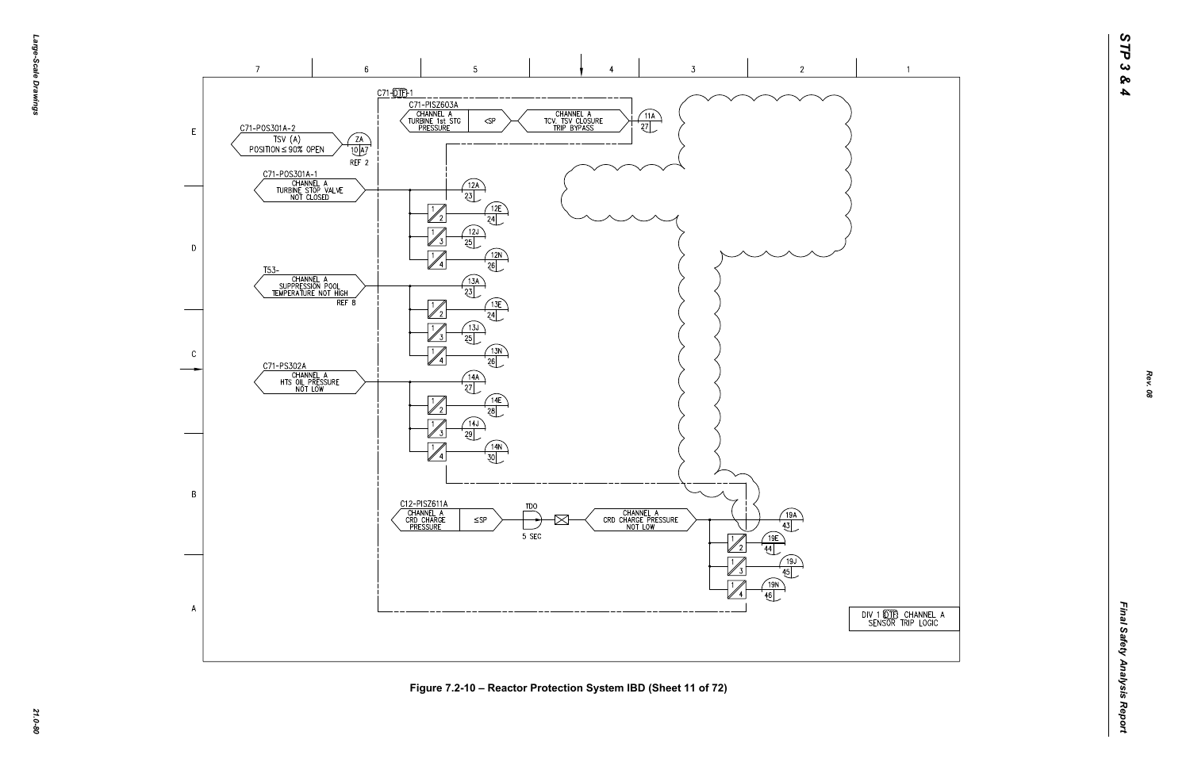C71-DTF-1

C71-PISZ603A
CHANNEL A
TURBINE 1st STG
PRESSURE
<SP
CHANNEL A
TCV, TSV CLOSURE
TRIP BYPASS
11A
27

C71-POS301A-2
TSV (A)
POSITION ≤ 90% OPEN
ZA
10 A7
REF 2

C71-POS301A-1
CHANNEL A
TURBINE STOP VALVE
NOT CLOSED
12A 23
12E 24
12J 25
12N 26

T53-
CHANNEL A
SUPPRESSION POOL
TEMPERATURE NOT HIGH
REF 8
13A 23
13E 24
13J 25
13N 26

C71-PS302A
CHANNEL A
HTS OIL PRESSURE
NOT LOW
14A 27
14E 28
14J 29
14N 30

C12-PISZ611A
CHANNEL A
CRD CHARGE
PRESSURE
≤SP
TDO
5 SEC
CHANNEL A
CRD CHARGE PRESSURE
NOT LOW
19A 43
19E 44
19J 45
19N 46

DIV 1 DTF CHANNEL A
SENSOR TRIP LOGIC

Figure 7.2-10 – Reactor Protection System IBD (Sheet 11 of 72)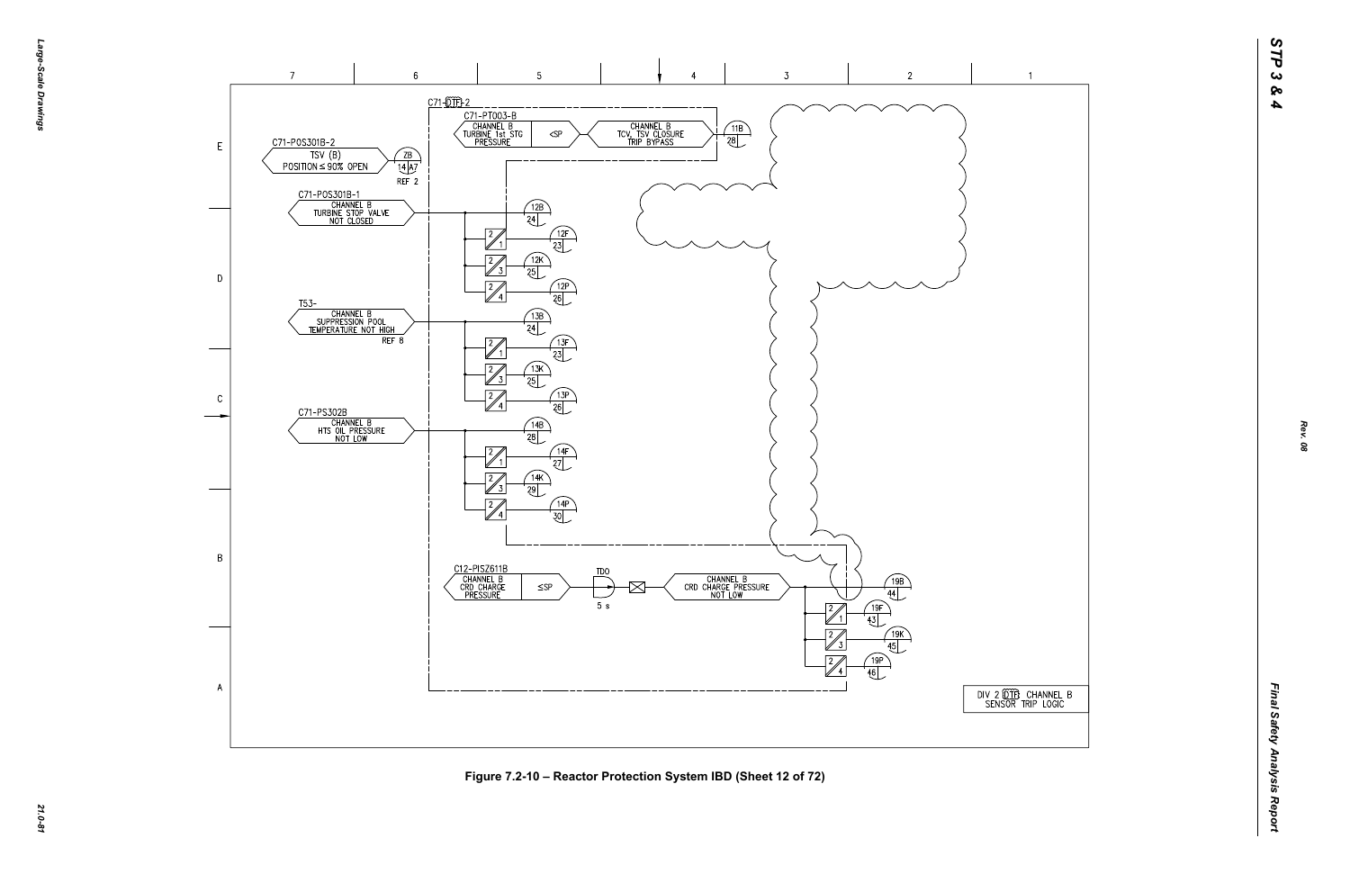C71-DTF-2

C71-PT003-B
CHANNEL B
TURBINE 1st STG
PRESSURE

<SP

CHANNEL B
TCV, TSV CLOSURE
TRIP BYPASS

11B
28

C71-POS301B-2
TSV (B)
POSITION ≤ 90% OPEN

ZB
14 A7
REF 2

C71-POS301B-1
CHANNEL B
TURBINE STOP VALVE
NOT CLOSED

12B 24
12F 23
12K 25
12P 26

T53-
CHANNEL B
SUPPRESSION POOL
TEMPERATURE NOT HIGH
REF 8

13B 24
13F 23
13K 25
13P 26

C71-PS302B
CHANNEL B
HTS OIL PRESSURE
NOT LOW

14B 28
14F 27
14K 29
14P 30

C12-PISZ611B
CHANNEL B
CRD CHARGE
PRESSURE

≤SP

TDO
5 s

CHANNEL B
CRD CHARGE PRESSURE
NOT LOW

19B 44
19F 43
19K 45
19P 46

DIV 2 DTF CHANNEL B
SENSOR TRIP LOGIC

Figure 7.2-10 – Reactor Protection System IBD (Sheet 12 of 72)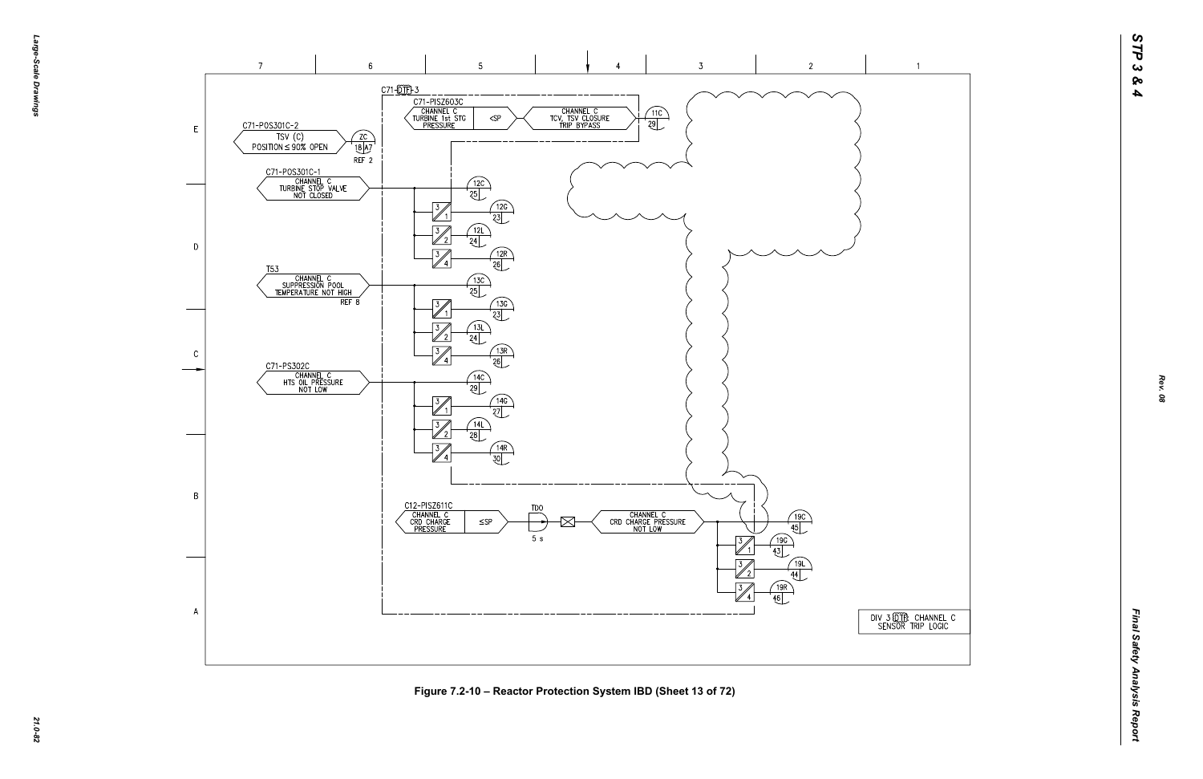C71-DTF-3

C71-PISZ603C

CHANNEL C TURBINE 1st STG PRESSURE

<SP

CHANNEL C TCV, TSV CLOSURE TRIP BYPASS

11C 29

C71-POS301C-2

TSV (C) POSITION ≤ 90% OPEN

ZC 18 A7 REF 2

C71-POS301C-1

CHANNEL C TURBINE STOP VALVE NOT CLOSED

12C 25

12G 23

12L 24

12R 26

T53

CHANNEL C SUPPRESSION POOL TEMPERATURE NOT HIGH

REF 8

13C 25

13G 23

13L 24

13R 26

C71-PS302C

CHANNEL C HTS OIL PRESSURE NOT LOW

14C 29

14G 27

14L 28

14R 30

C12-PISZ611C

CHANNEL C CRD CHARGE PRESSURE

≤SP

TDO

5 s

CHANNEL C CRD CHARGE PRESSURE NOT LOW

19C 45

19G 43

19L 44

19R 46

DIV 3 DTF CHANNEL C SENSOR TRIP LOGIC

Figure 7.2-10 – Reactor Protection System IBD (Sheet 13 of 72)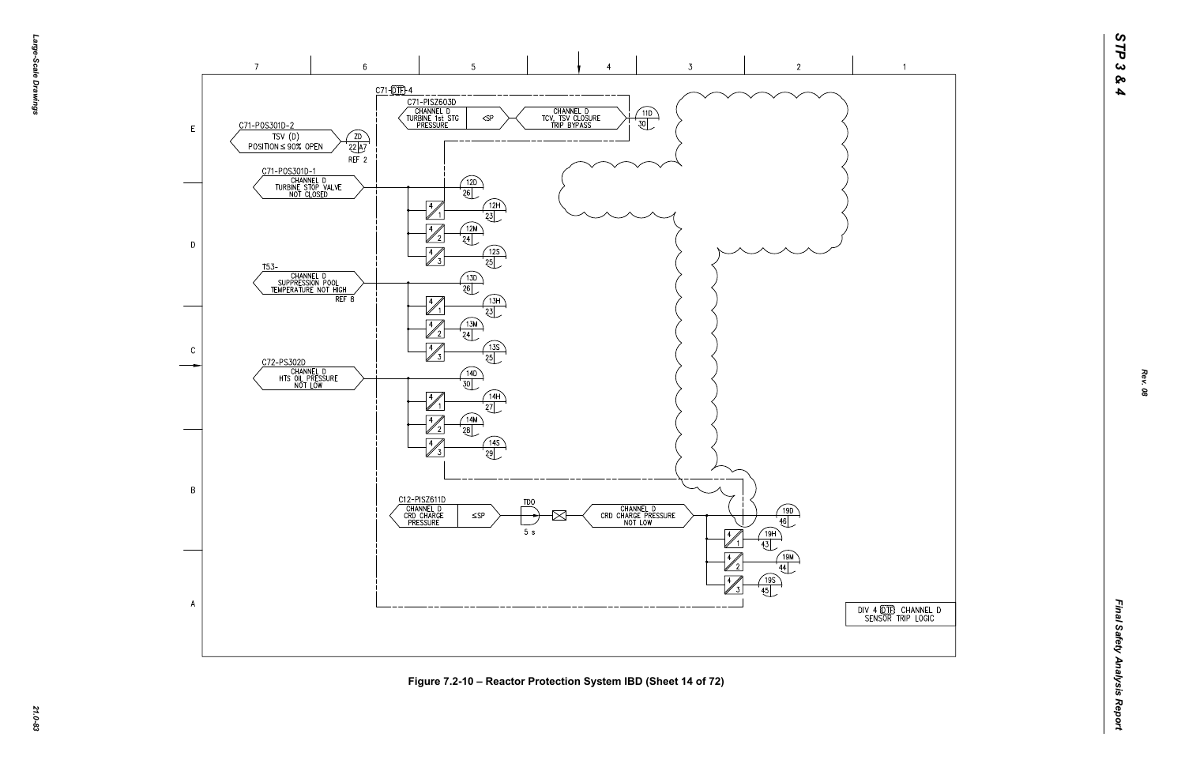C71-DTF-4

C71-PISZ603D

CHANNEL D TURBINE 1st STG PRESSURE

<SP

CHANNEL D TCV, TSV CLOSURE TRIP BYPASS

11D 30

C71-POS301D-2

TSV (D) POSITION ≤ 90% OPEN

ZD 22 A7 REF 2

C71-POS301D-1

CHANNEL D TURBINE STOP VALVE NOT CLOSED

12D 26

12H 23

12M 24

12S 25

T53-

CHANNEL D SUPPRESSION POOL TEMPERATURE NOT HIGH

REF 8

13D 26

13H 23

13M 24

13S 25

C72-PS302D

CHANNEL D HTS OIL PRESSURE NOT LOW

14D 30

14H 27

14M 28

14S 29

C12-PISZ611D

CHANNEL D CRD CHARGE PRESSURE

≤SP

TDO

5 s

CHANNEL D CRD CHARGE PRESSURE NOT LOW

19D 46

19H 43

19M 44

19S 45

DIV 4 DTF CHANNEL D SENSOR TRIP LOGIC

Figure 7.2-10 – Reactor Protection System IBD (Sheet 14 of 72)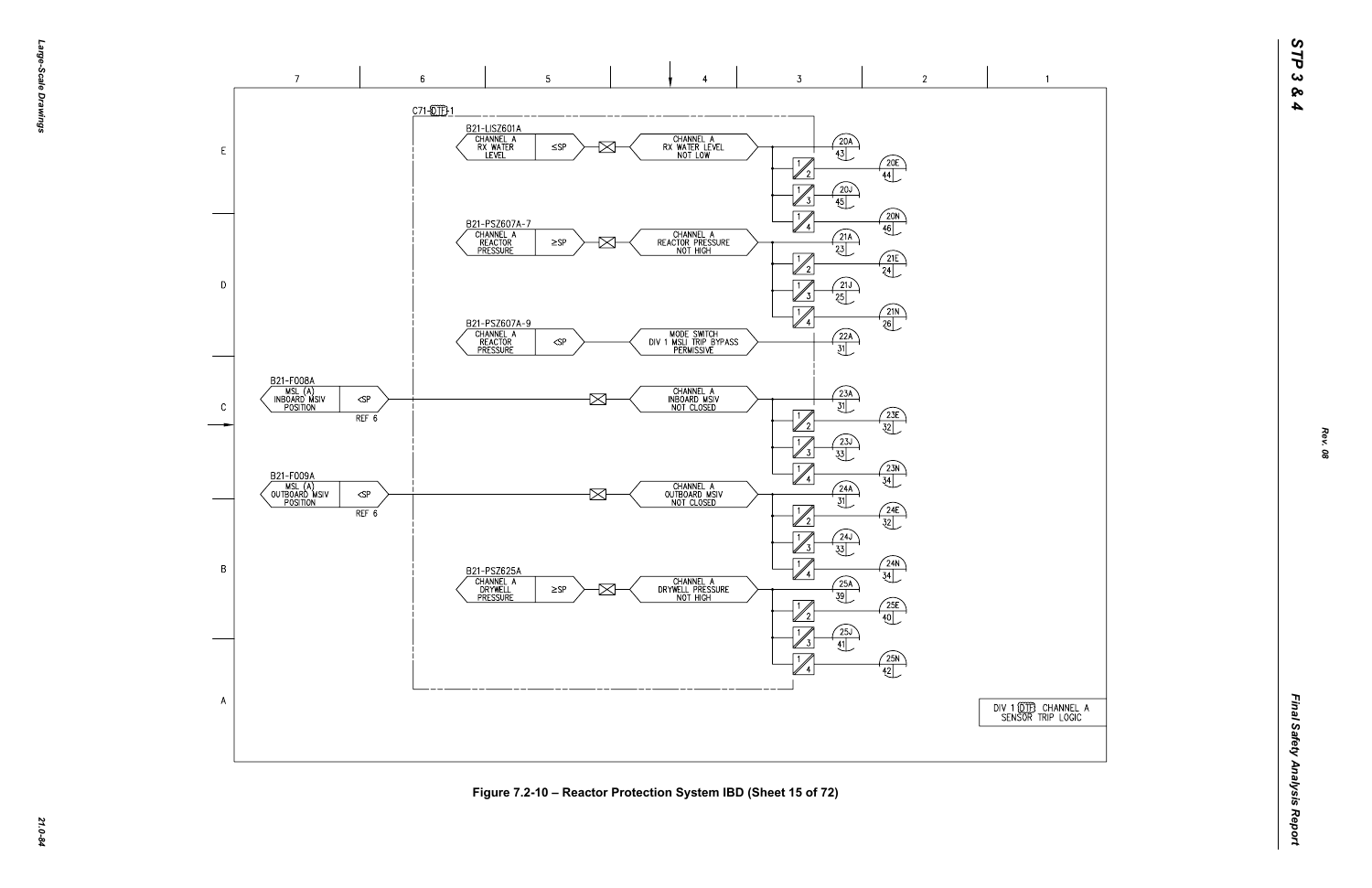C71-DTF-1

B21-LISZ601A
CHANNEL A RX WATER LEVEL ≤SP → CHANNEL A RX WATER LEVEL NOT LOW → 20A 43; 1/2 20E 44; 1/3 20J 45; 1/4 20N 46

B21-PSZ607A-7
CHANNEL A REACTOR PRESSURE ≥SP → CHANNEL A REACTOR PRESSURE NOT HIGH → 21A 23; 1/2 21E 24; 1/3 21J 25; 1/4 21N 26

B21-PSZ607A-9
CHANNEL A REACTOR PRESSURE <SP → MODE SWITCH DIV 1 MSLI TRIP BYPASS PERMISSIVE → 22A 31

B21-F008A
MSL (A) INBOARD MSIV POSITION <SP REF 6 → CHANNEL A INBOARD MSIV NOT CLOSED → 23A 31; 1/2 23E 32; 1/3 23J 33; 1/4 23N 34

B21-F009A
MSL (A) OUTBOARD MSIV POSITION <SP REF 6 → CHANNEL A OUTBOARD MSIV NOT CLOSED → 24A 31; 1/2 24E 32; 1/3 24J 33; 1/4 24N 34

B21-PSZ625A
CHANNEL A DRYWELL PRESSURE ≥SP → CHANNEL A DRYWELL PRESSURE NOT HIGH → 25A 39; 1/2 25E 40; 1/3 25J 41; 1/4 25N 42

DIV 1 DTF CHANNEL A SENSOR TRIP LOGIC

Figure 7.2-10 – Reactor Protection System IBD (Sheet 15 of 72)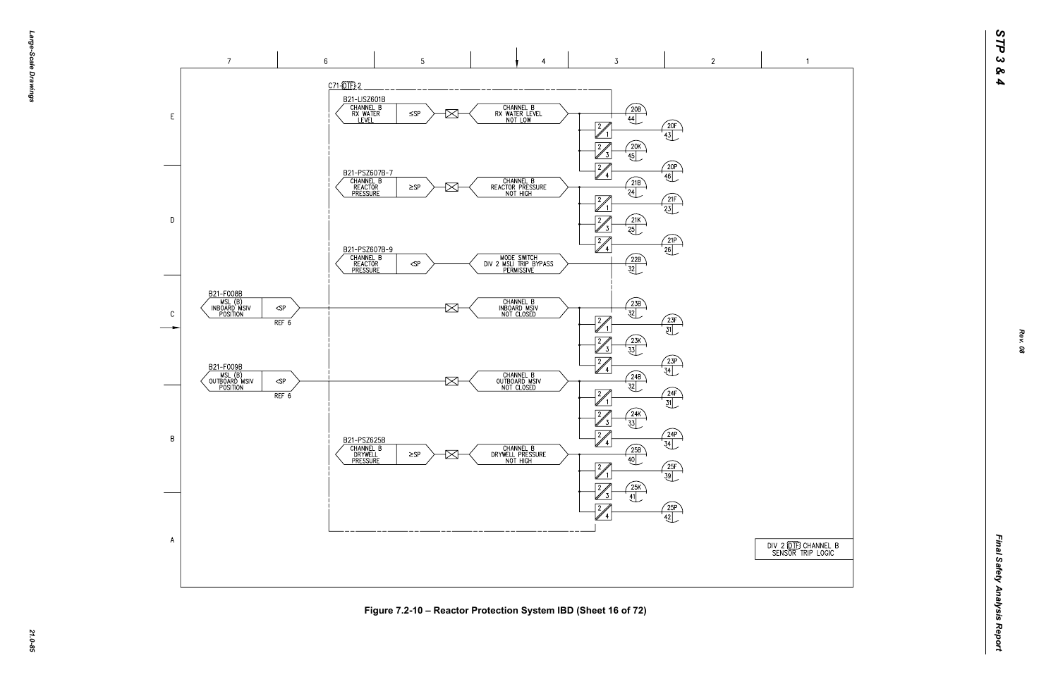C71-DTF-2

B21-LISZ601B
CHANNEL B
RX WATER
LEVEL
≤SP

CHANNEL B
RX WATER LEVEL
NOT LOW

20B 44
20F 43
20K 45
20P 46

B21-PSZ607B-7
CHANNEL B
REACTOR
PRESSURE
≥SP

CHANNEL B
REACTOR PRESSURE
NOT HIGH

21B 24
21F 23
21K 25
21P 26

B21-PSZ607B-9
CHANNEL B
REACTOR
PRESSURE
<SP

MODE SWITCH
DIV 2 MSLI TRIP BYPASS
PERMISSIVE

22B 32

B21-F008B
MSL (B)
INBOARD MSIV
POSITION
<SP
REF 6

CHANNEL B
INBOARD MSIV
NOT CLOSED

23B 32
23F 31
23K 33
23P 34

B21-F009B
MSL (B)
OUTBOARD MSIV
POSITION
<SP
REF 6

CHANNEL B
OUTBOARD MSIV
NOT CLOSED

24B 32
24F 31
24K 33
24P 34

B21-PSZ625B
CHANNEL B
DRYWELL
PRESSURE
≥SP

CHANNEL B
DRYWELL PRESSURE
NOT HIGH

25B 40
25F 39
25K 41
25P 42

DIV 2 DTF CHANNEL B
SENSOR TRIP LOGIC

Figure 7.2-10 – Reactor Protection System IBD (Sheet 16 of 72)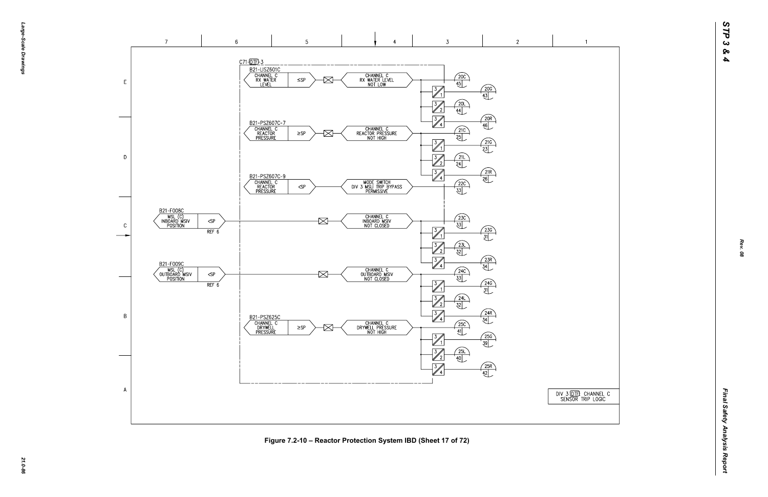C71-DTF-3

B21-LISZ601C
CHANNEL C RX WATER LEVEL ≤SP → CHANNEL C RX WATER LEVEL NOT LOW → 20C 45; 3/1 → 20G 43; 3/2 → 20L 44; 3/4 → 20R 46

B21-PSZ607C-7
CHANNEL C REACTOR PRESSURE ≥SP → CHANNEL C REACTOR PRESSURE NOT HIGH → 21C 25; 3/1 → 21G 23; 3/2 → 21L 24; 3/4 → 21R 26

B21-PSZ607C-9
CHANNEL C REACTOR PRESSURE <SP → MODE SWITCH DIV 3 MSLI TRIP BYPASS PERMISSIVE → 22C 33

B21-F008C
MSL (C) INBOARD MSIV POSITION <SP REF 6 → CHANNEL C INBOARD MSIV NOT CLOSED → 23C 33; 3/1 → 23G 31; 3/2 → 23L 32; 3/4 → 23R 34

B21-F009C
MSL (C) OUTBOARD MSIV POSITION <SP REF 6 → CHANNEL C OUTBOARD MSIV NOT CLOSED → 24C 33; 3/1 → 24G 31; 3/2 → 24L 32; 3/4 → 24R 34

B21-PSZ625C
CHANNEL C DRYWELL PRESSURE ≥SP → CHANNEL C DRYWELL PRESSURE NOT HIGH → 25C 41; 3/1 → 25G 39; 3/2 → 25L 40; 3/4 → 25R 42

DIV 3 DTF CHANNEL C SENSOR TRIP LOGIC

Figure 7.2-10 – Reactor Protection System IBD (Sheet 17 of 72)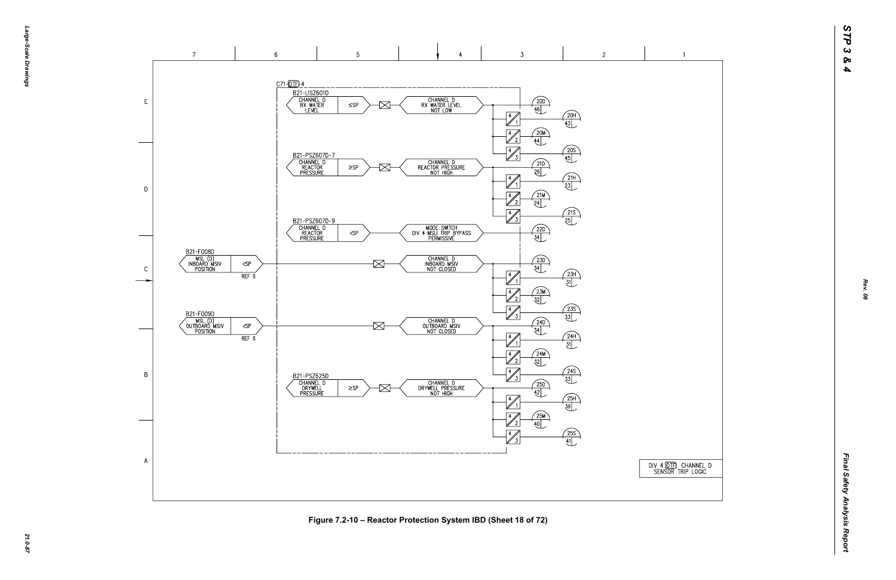C71-DTF-4

B21-LISZ601D

CHANNEL D RX WATER LEVEL | ≤SP | CHANNEL D RX WATER LEVEL NOT LOW

20D 46 | 20H 43 | 20M 44 | 20S 45

B21-PSZ607D-7

CHANNEL D REACTOR PRESSURE | ≥SP | CHANNEL D REACTOR PRESSURE NOT HIGH

21D 26 | 21H 23 | 21M 24 | 21S 25

B21-PSZ607D-9

CHANNEL D REACTOR PRESSURE | <SP | MODE SWITCH DIV 4 MSLI TRIP BYPASS PERMISSIVE

22D 34

B21-F008D

MSL (D) INBOARD MSIV POSITION | <SP | REF 6 | CHANNEL D INBOARD MSIV NOT CLOSED

23D 34 | 23H 31 | 23M 32 | 23S 33

B21-F009D

MSL (D) OUTBOARD MSIV POSITION | <SP | REF 6 | CHANNEL D OUTBOARD MSIV NOT CLOSED

24D 34 | 24H 31 | 24M 32 | 24S 33

B21-PSZ625D

CHANNEL D DRYWELL PRESSURE | ≥SP | CHANNEL D DRYWELL PRESSURE NOT HIGH

25D 42 | 25H 39 | 25M 40 | 25S 41

DIV 4 DTF CHANNEL D SENSOR TRIP LOGIC

Figure 7.2-10 – Reactor Protection System IBD (Sheet 18 of 72)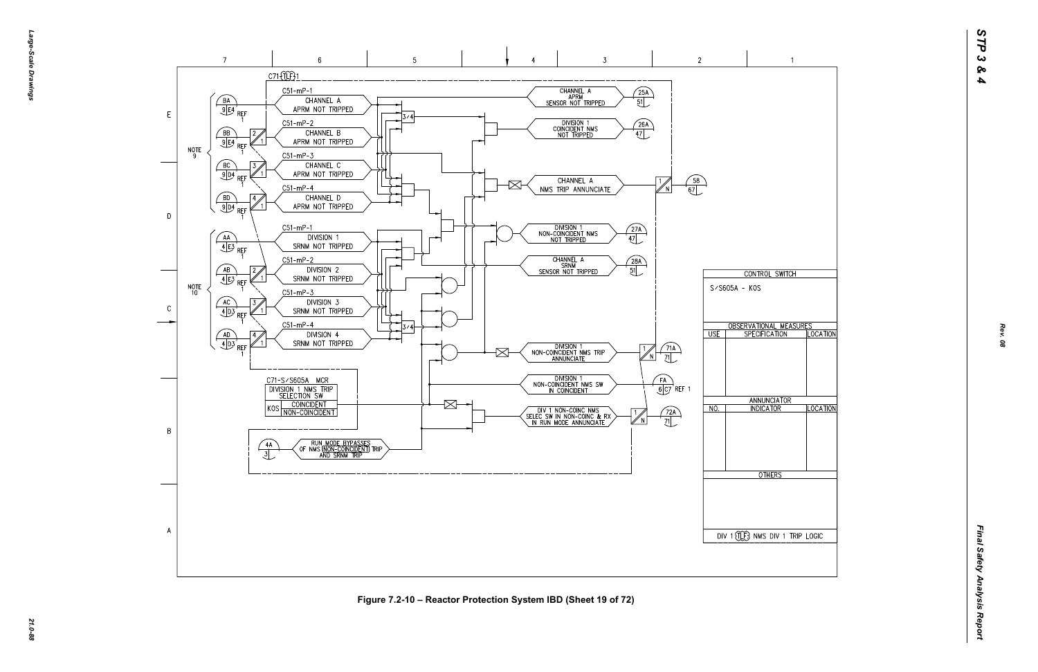C71-TLF-1

C51-mP-1

CHANNEL A APRM NOT TRIPPED

C51-mP-2

CHANNEL B APRM NOT TRIPPED

C51-mP-3

CHANNEL C APRM NOT TRIPPED

C51-mP-4

CHANNEL D APRM NOT TRIPPED

NOTE 9

BA 9 E4 REF 1

BB 9 E4 REF 1

BC 9 D4 REF 1

BD 9 D4 REF 1

C51-mP-1

DIVISION 1 SRNM NOT TRIPPED

C51-mP-2

DIVISION 2 SRNM NOT TRIPPED

C51-mP-3

DIVISION 3 SRNM NOT TRIPPED

C51-mP-4

DIVISION 4 SRNM NOT TRIPPED

NOTE 10

AA 4 E3 REF 1

AB 4 E3 REF 1

AC 4 D3 REF 1

AD 4 D3 REF 1

3/4

3/4

CHANNEL A APRM SENSOR NOT TRIPPED — 25A 51

DIVISION 1 COINCIDENT NMS NOT TRIPPED — 26A 47

CHANNEL A NMS TRIP ANNUNCIATE — 58 67

DIVISION 1 NON-COINCIDENT NMS NOT TRIPPED — 27A 47

CHANNEL A SRNM SENSOR NOT TRIPPED — 28A 51

DIVISION 1 NON-COINCIDENT NMS TRIP ANNUNCIATE — 71A 71

DIVISION 1 NON-COINCIDENT NMS SW IN COINCIDENT — FA 6 C7 REF 1

DIV 1 NON-COINC NMS SELEC SW IN NON-COINC & RX IN RUN MODE ANNUNCIATE — 72A 71

C71-S/S605A MCR

DIVISION 1 NMS TRIP SELECTION SW

KOS: COINCIDENT / NON-COINCIDENT

4A 3 — RUN MODE BYPASSES OF NMS (NON-COINCIDENT) TRIP AND SRNM TRIP

| CONTROL SWITCH | | |
|---|---|---|
| S/S605A - KOS | | |
| OBSERVATIONAL MEASURES | | |
| USE | SPECIFICATION | LOCATION |
| | | |
| ANNUNCIATOR | | |
| NO. | INDICATOR | LOCATION |
| | | |
| OTHERS | | |
| DIV 1 TLF NMS DIV 1 TRIP LOGIC | | |

Figure 7.2-10 – Reactor Protection System IBD (Sheet 19 of 72)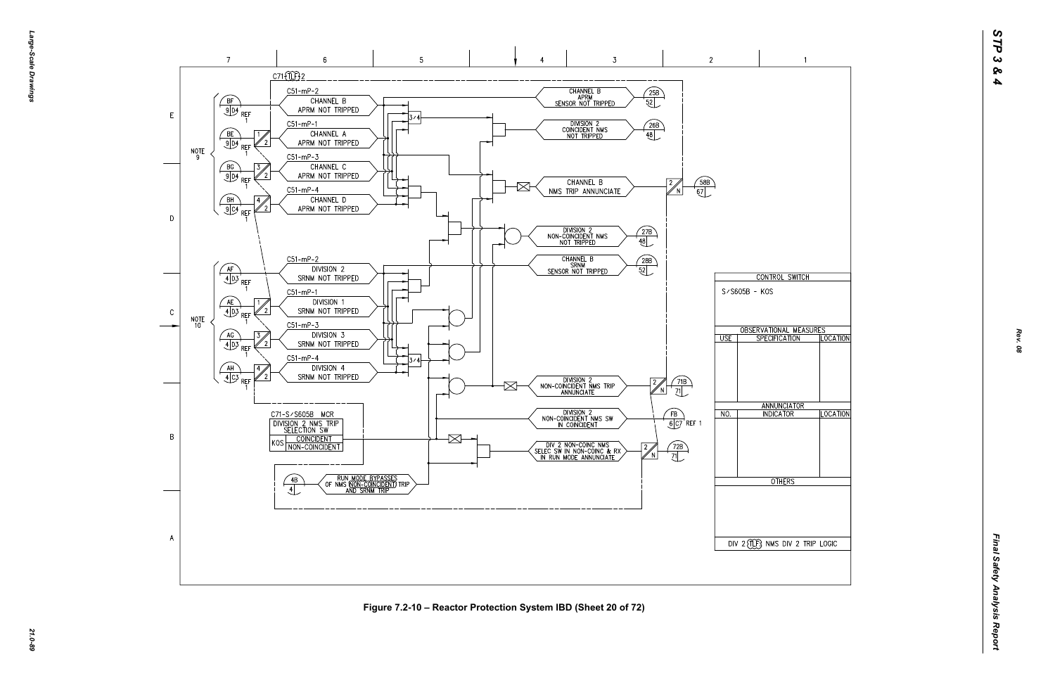C71-TLF-2

C51-mP-2 CHANNEL B APRM NOT TRIPPED

C51-mP-1 CHANNEL A APRM NOT TRIPPED

C51-mP-3 CHANNEL C APRM NOT TRIPPED

C51-mP-4 CHANNEL D APRM NOT TRIPPED

NOTE 9

BF 9 D4 REF 1

BE 9 D4 REF 1

BG 9 D4 REF 1

BH 9 C4 REF 1

CHANNEL B APRM SENSOR NOT TRIPPED 25B 52

DIVISION 2 COINCIDENT NMS NOT TRIPPED 26B 48

CHANNEL B NMS TRIP ANNUNCIATE 58B 67

DIVISION 2 NON-COINCIDENT NMS NOT TRIPPED 27B 48

C51-mP-2 DIVISION 2 SRNM NOT TRIPPED

C51-mP-1 DIVISION 1 SRNM NOT TRIPPED

C51-mP-3 DIVISION 3 SRNM NOT TRIPPED

C51-mP-4 DIVISION 4 SRNM NOT TRIPPED

NOTE 10

AF 4 D3 REF 1

AE 4 D3 REF 1

AG 4 D3 REF 1

AH 4 C3 REF 1

CHANNEL B SRNM SENSOR NOT TRIPPED 28B 52

DIVISION 2 NON-COINCIDENT NMS TRIP ANNUNCIATE 71B 71

DIVISION 2 NON-COINCIDENT NMS SW IN COINCIDENT FB 6 C7 REF 1

DIV 2 NON-COINC NMS SELEC SW IN NON-COINC & RX IN RUN MODE ANNUNCIATE 72B 71

C71-S/S605B MCR

DIVISION 2 NMS TRIP SELECTION SW

KOS COINCIDENT / NON-COINCIDENT

4B 4 RUN MODE BYPASSES OF NMS NON-COINCIDENT TRIP AND SRNM TRIP

| CONTROL SWITCH | | |
|---|---|---|
| S/S605B - KOS | | |
| OBSERVATIONAL MEASURES | | |
| USE | SPECIFICATION | LOCATION |
| | | |
| ANNUNCIATOR | | |
| NO. | INDICATOR | LOCATION |
| | | |
| OTHERS | | |
| DIV 2 TLF NMS DIV 2 TRIP LOGIC | | |

Figure 7.2-10 – Reactor Protection System IBD (Sheet 20 of 72)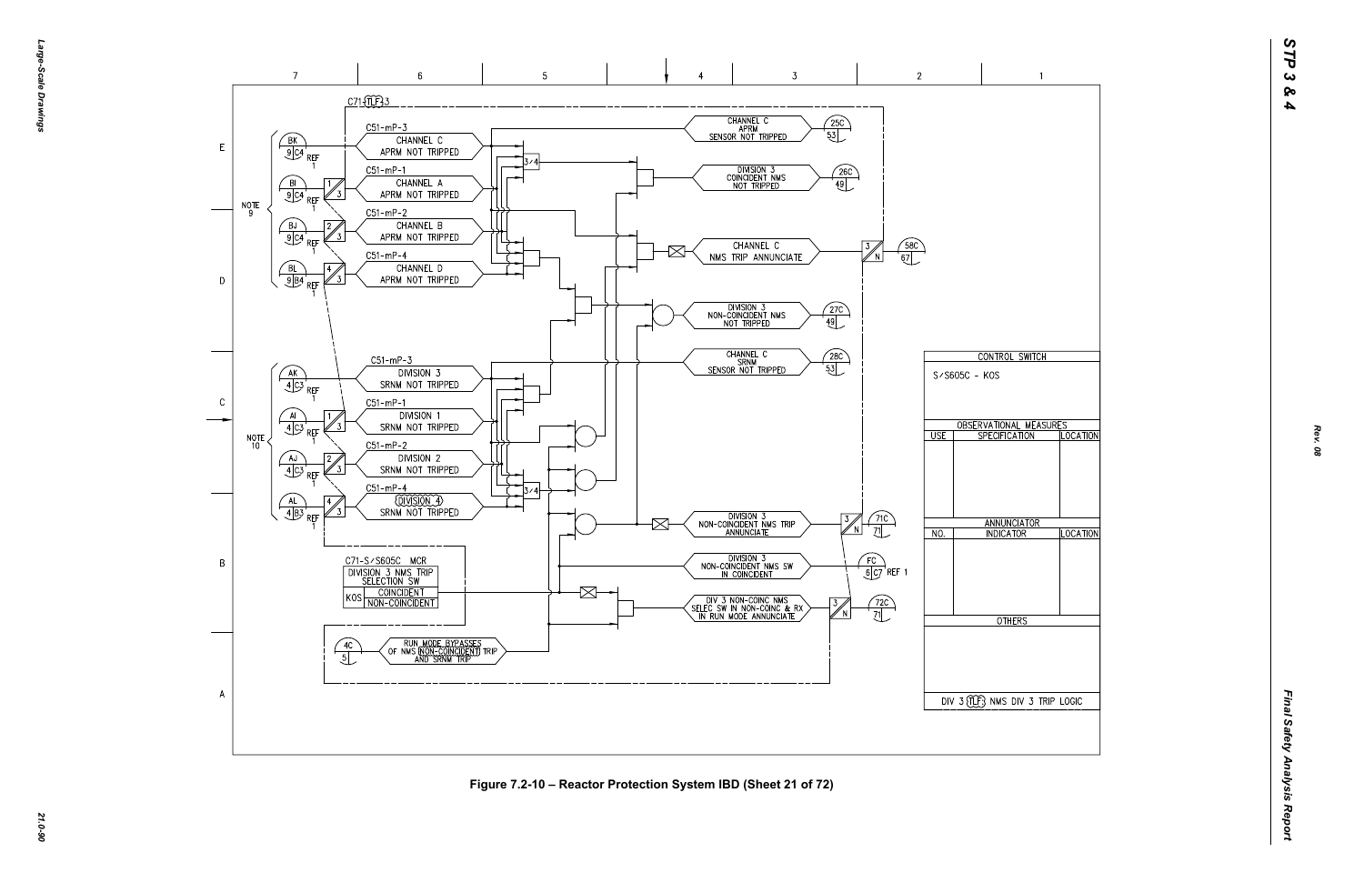C71-(TLF)3

C51-mP-3 — CHANNEL C APRM NOT TRIPPED (BK 9 C4 REF 1)

C51-mP-1 — CHANNEL A APRM NOT TRIPPED (BI 9 C4 REF 1)

C51-mP-2 — CHANNEL B APRM NOT TRIPPED (BJ 9 C4 REF 1)

C51-mP-4 — CHANNEL D APRM NOT TRIPPED (BL 9 B4 REF 1)

NOTE 9

CHANNEL C APRM SENSOR NOT TRIPPED — 25C 53

DIVISION 3 COINCIDENT NMS NOT TRIPPED — 26C 49

CHANNEL C NMS TRIP ANNUNCIATE — 58C 67

DIVISION 3 NON-COINCIDENT NMS NOT TRIPPED — 27C 49

CHANNEL C SRNM SENSOR NOT TRIPPED — 28C 53

C51-mP-3 — DIVISION 3 SRNM NOT TRIPPED (AK 4 C3 REF 1)

C51-mP-1 — DIVISION 1 SRNM NOT TRIPPED (AI 4 C3 REF 1)

C51-mP-2 — DIVISION 2 SRNM NOT TRIPPED (AJ 4 C3 REF 1)

C51-mP-4 — DIVISION 4 SRNM NOT TRIPPED (AL 4 B3 REF 1)

NOTE 10

DIVISION 3 NON-COINCIDENT NMS TRIP ANNUNCIATE — 71C 71

DIVISION 3 NON-COINCIDENT NMS SW IN COINCIDENT — FC 6 C7 REF 1

DIV 3 NON-COINC NMS SELEC SW IN NON-COINC & RX IN RUN MODE ANNUNCIATE — 72C 71

C71-S/S605C MCR

| DIVISION 3 NMS TRIP SELECTION SW | |
|---|---|
| | COINCIDENT |
| KOS | NON-COINCIDENT |

RUN MODE BYPASSES OF NMS (NON-COINCIDENT) TRIP AND SRNM TRIP — 4C 5

| CONTROL SWITCH | | |
|---|---|---|
| S/S605C - KOS | | |
| **OBSERVATIONAL MEASURES** | | |
| USE | SPECIFICATION | LOCATION |
| | | |
| **ANNUNCIATOR** | | |
| NO. | INDICATOR | LOCATION |
| | | |
| **OTHERS** | | |
| DIV 3 (TLF) NMS DIV 3 TRIP LOGIC | | |

Figure 7.2-10 – Reactor Protection System IBD (Sheet 21 of 72)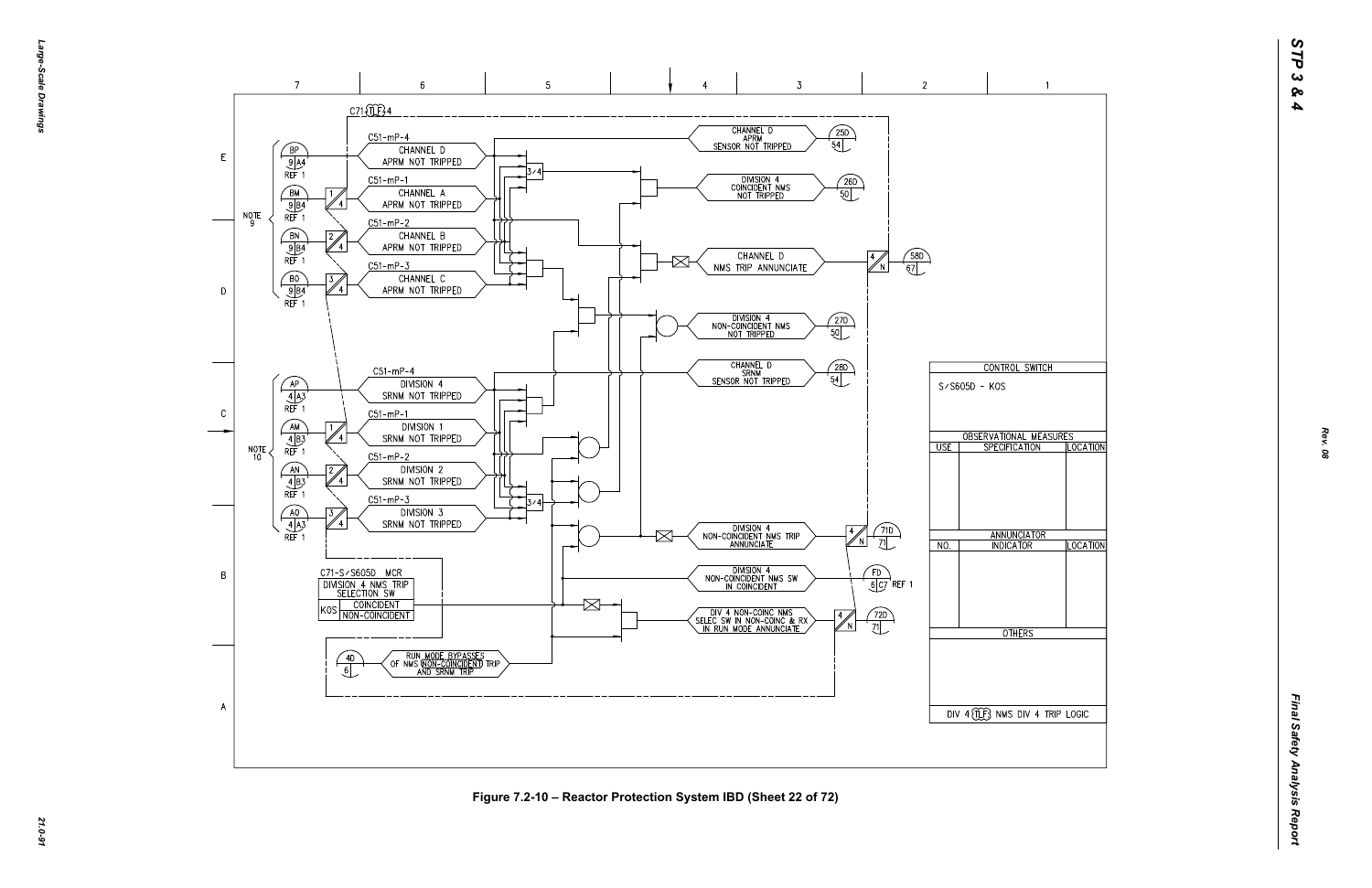C71-TLF-4

| CONTROL SWITCH | | |
|---|---|---|
| S/S605D - KOS | | |
| OBSERVATIONAL MEASURES | | |
| USE | SPECIFICATION | LOCATION |
| | | |
| ANNUNCIATOR | | |
| NO. | INDICATOR | LOCATION |
| | | |
| OTHERS | | |
| | | |
| DIV 4 TLF NMS DIV 4 TRIP LOGIC | | |

C51-mP-4 CHANNEL D APRM NOT TRIPPED
C51-mP-1 CHANNEL A APRM NOT TRIPPED
C51-mP-2 CHANNEL B APRM NOT TRIPPED
C51-mP-3 CHANNEL C APRM NOT TRIPPED

BP 9 A4 REF 1
BM 9 B4 REF 1
BN 9 B4 REF 1
BO 9 B4 REF 1
NOTE 9

CHANNEL D APRM SENSOR NOT TRIPPED 25D 54
DIVISION 4 COINCIDENT NMS NOT TRIPPED 26D 50
CHANNEL D NMS TRIP ANNUNCIATE 58D 67
DIVISION 4 NON-COINCIDENT NMS NOT TRIPPED 27D 50
CHANNEL D SRNM SENSOR NOT TRIPPED 28D 54

C51-mP-4 DIVISION 4 SRNM NOT TRIPPED
C51-mP-1 DIVISION 1 SRNM NOT TRIPPED
C51-mP-2 DIVISION 2 SRNM NOT TRIPPED
C51-mP-3 DIVISION 3 SRNM NOT TRIPPED

AP 4 A3 REF 1
AM 4 B3 REF 1
AN 4 B3 REF 1
AO 4 A3 REF 1
NOTE 10

DIVISION 4 NON-COINCIDENT NMS TRIP ANNUNCIATE 71D 71
DIVISION 4 NON-COINCIDENT NMS SW IN COINCIDENT FD 6 C7 REF 1
DIV 4 NON-COINC NMS SELEC SW IN NON-COINC & RX IN RUN MODE ANNUNCIATE 72D 71

C71-S/S605D MCR
DIVISION 4 NMS TRIP SELECTION SW
KOS COINCIDENT / NON-COINCIDENT

4D 6 RUN MODE BYPASSES OF NMS NON-COINCIDENT TRIP AND SRNM TRIP

Figure 7.2-10 – Reactor Protection System IBD (Sheet 22 of 72)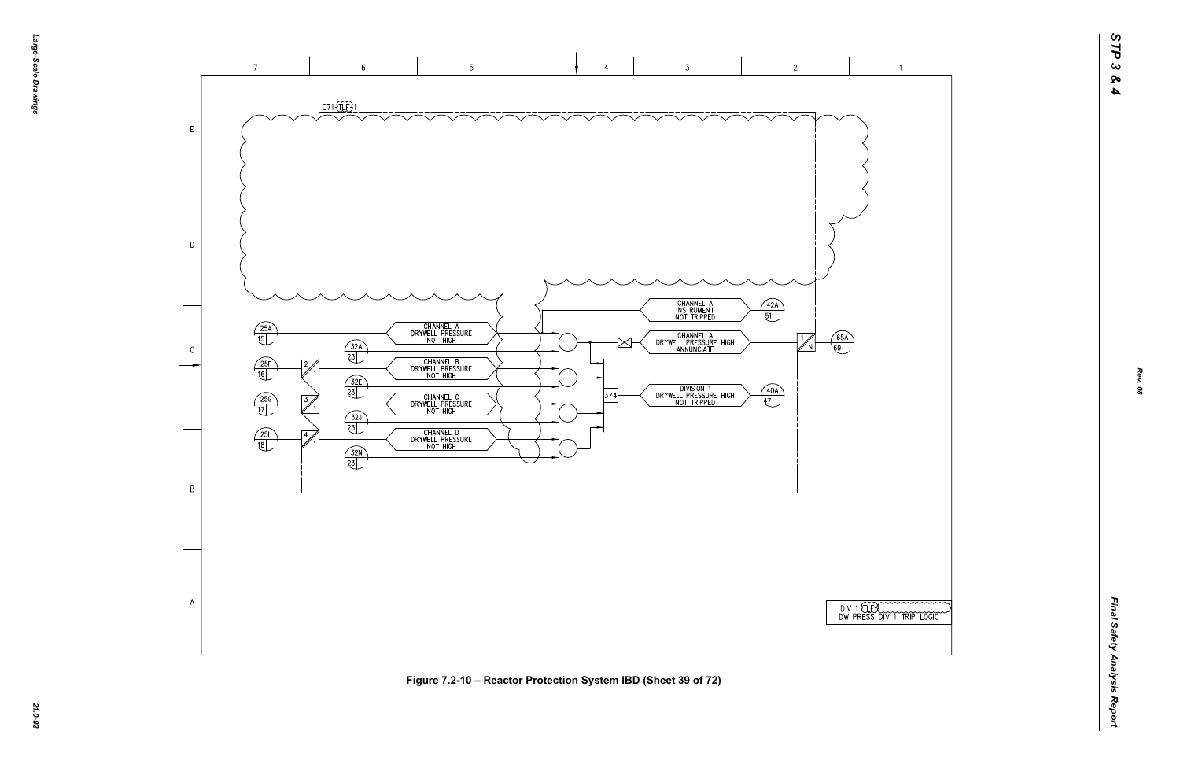C71-TLF-31

CHANNEL A INSTRUMENT NOT TRIPPED

CHANNEL A DRYWELL PRESSURE NOT HIGH

CHANNEL A DRYWELL PRESSURE HIGH ANNUNCIATE

CHANNEL B DRYWELL PRESSURE NOT HIGH

CHANNEL C DRYWELL PRESSURE NOT HIGH

DIVISION 1 DRYWELL PRESSURE HIGH NOT TRIPPED

CHANNEL D DRYWELL PRESSURE NOT HIGH

DIV 1 TLF-3 DW PRESS DIV 1 TRIP LOGIC

Figure 7.2-10 – Reactor Protection System IBD (Sheet 39 of 72)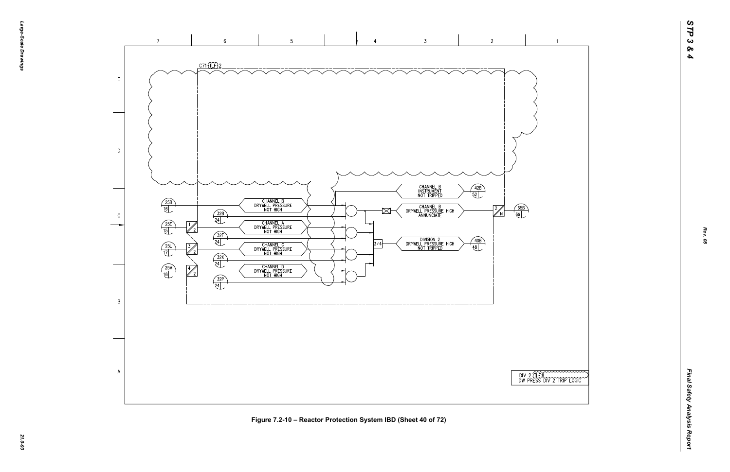C71-TLF-2

CHANNEL B INSTRUMENT NOT TRIPPED

CHANNEL B DRYWELL PRESSURE NOT HIGH

CHANNEL B DRYWELL PRESSURE HIGH ANNUNCIATE

CHANNEL A DRYWELL PRESSURE NOT HIGH

CHANNEL C DRYWELL PRESSURE NOT HIGH

DIVISION 2 DRYWELL PRESSURE HIGH NOT TRIPPED

CHANNEL D DRYWELL PRESSURE NOT HIGH

3/4

DIV 2 TLF
DW PRESS DIV 2 TRIP LOGIC

Figure 7.2-10 – Reactor Protection System IBD (Sheet 40 of 72)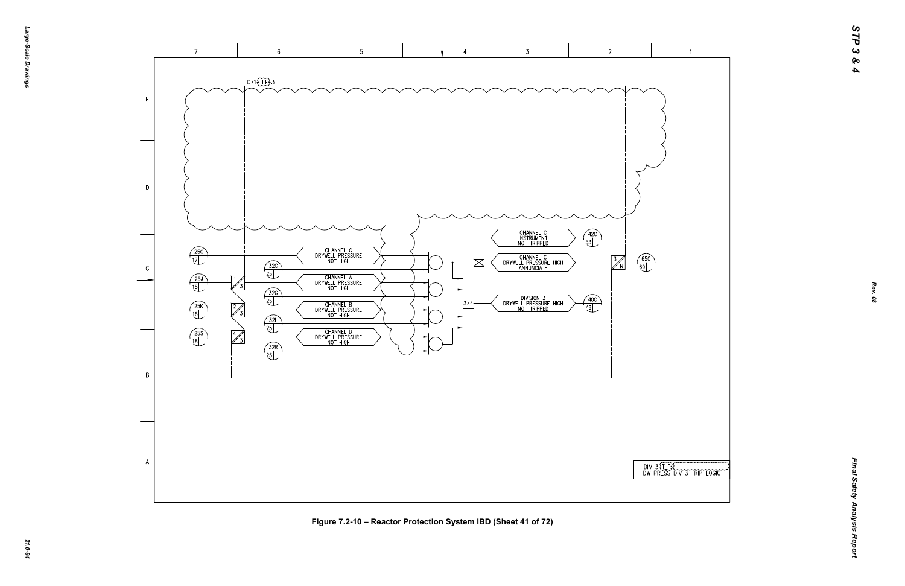C71 TLF 3

| | | |
|---|---|---|
| 25C 17 | CHANNEL C DRYWELL PRESSURE NOT HIGH | 32C 25 |
| 25J 15 | CHANNEL A DRYWELL PRESSURE NOT HIGH | 32G 25 |
| 25K 16 | CHANNEL B DRYWELL PRESSURE NOT HIGH | 32L 25 |
| 25S 18 | CHANNEL D DRYWELL PRESSURE NOT HIGH | 32R 25 |

CHANNEL C INSTRUMENT NOT TRIPPED — 42C 53

CHANNEL C DRYWELL PRESSURE HIGH ANNUNCIATE — 65C 69

3/4 — DIVISION 3 DRYWELL PRESSURE HIGH NOT TRIPPED — 40C 49

DIV 3 TLF DW PRESS DIV 3 TRIP LOGIC

Figure 7.2-10 – Reactor Protection System IBD (Sheet 41 of 72)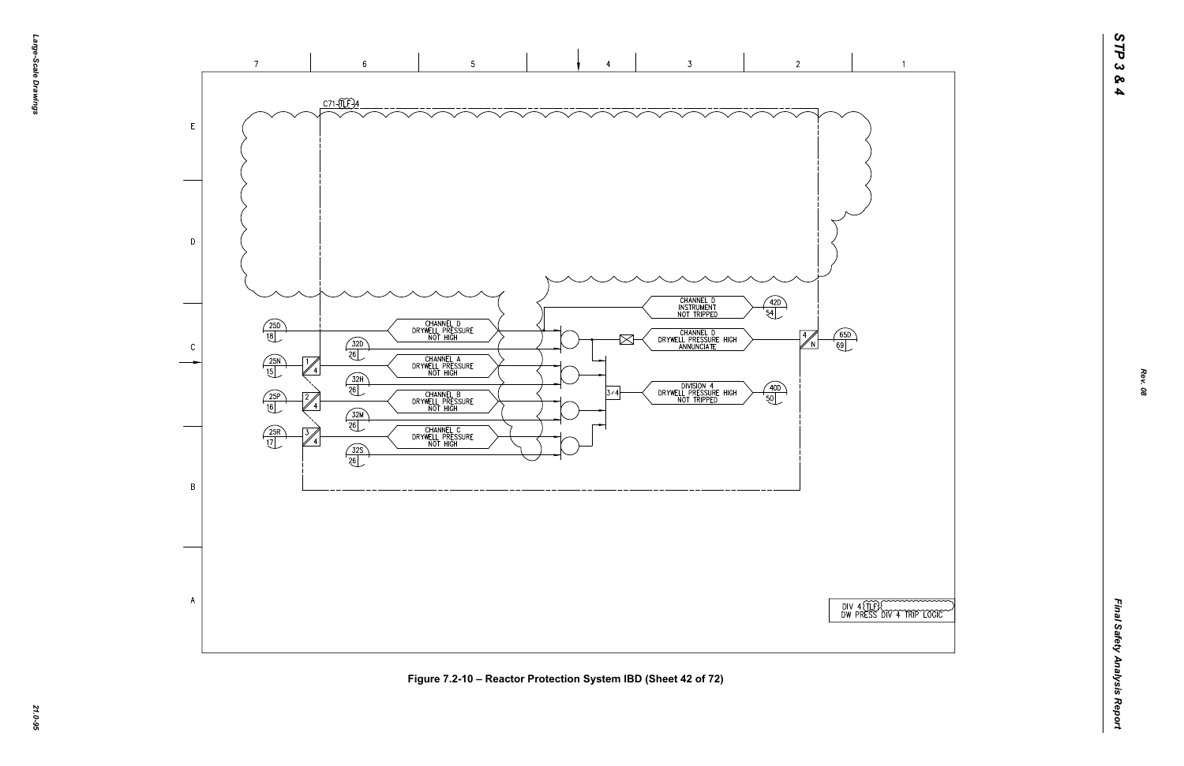C71-TLF-4

25D
18

CHANNEL D
DRYWELL PRESSURE
NOT HIGH

32D
26

25N
15

1
4

CHANNEL A
DRYWELL PRESSURE
NOT HIGH

32H
26

25P
16

2
4

CHANNEL B
DRYWELL PRESSURE
NOT HIGH

32M
26

25R
17

3
4

CHANNEL C
DRYWELL PRESSURE
NOT HIGH

32S
26

CHANNEL D
INSTRUMENT
NOT TRIPPED

42D
54

CHANNEL D
DRYWELL PRESSURE HIGH
ANNUNCIATE

4
N

65D
69

3/4

DIVISION 4
DRYWELL PRESSURE HIGH
NOT TRIPPED

40D
50

DIV 4 TLF
DW PRESS DIV 4 TRIP LOGIC

Figure 7.2-10 – Reactor Protection System IBD (Sheet 42 of 72)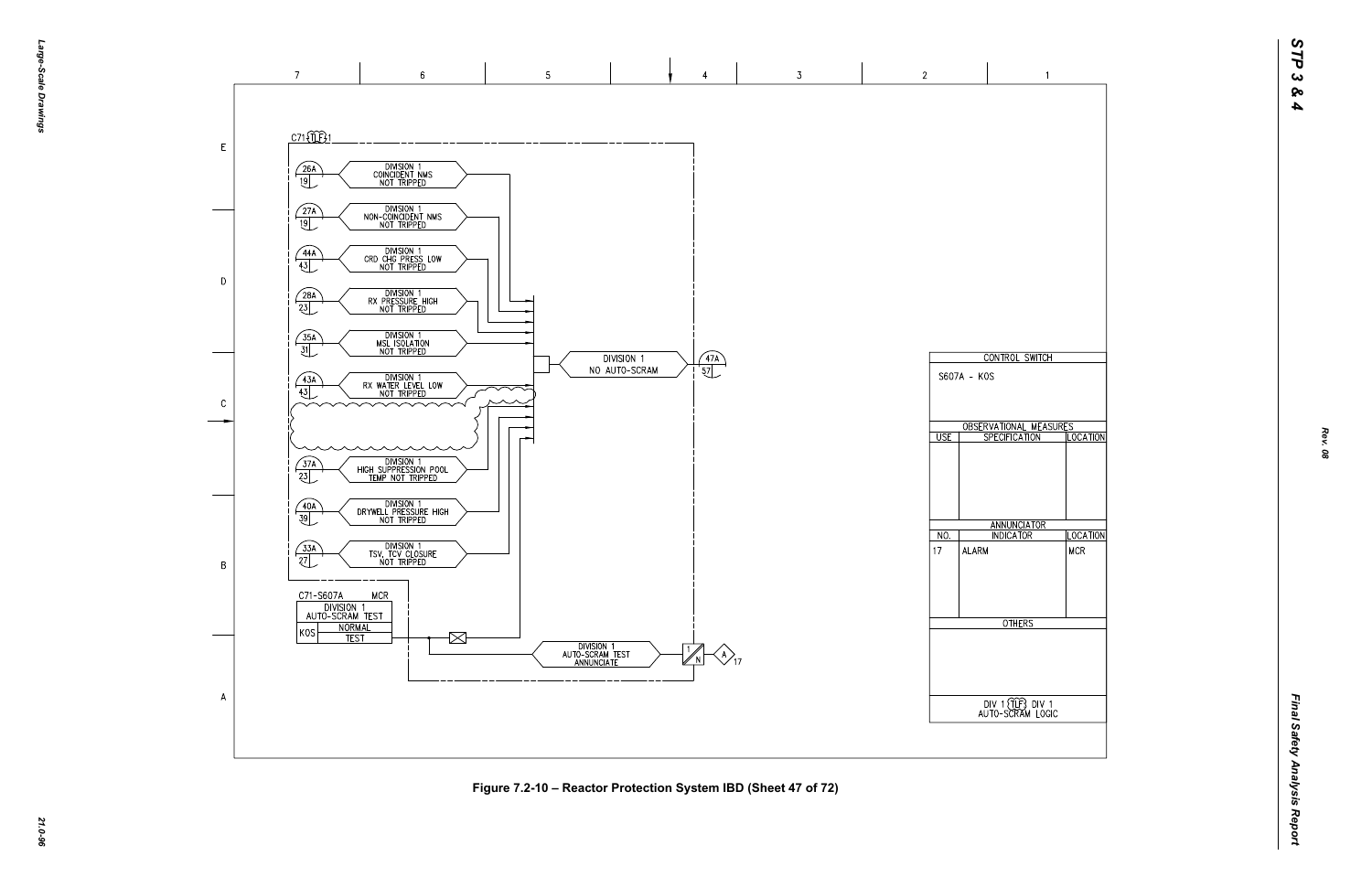C71-TLF-1

| Ref | Sheet | Signal |
|---|---|---|
| 26A | 19 | DIVISION 1 COINCIDENT NMS NOT TRIPPED |
| 27A | 19 | DIVISION 1 NON-COINCIDENT NMS NOT TRIPPED |
| 44A | 43 | DIVISION 1 CRD CHG PRESS LOW NOT TRIPPED |
| 28A | 23 | DIVISION 1 RX PRESSURE HIGH NOT TRIPPED |
| 35A | 31 | DIVISION 1 MSL ISOLATION NOT TRIPPED |
| 43A | 43 | DIVISION 1 RX WATER LEVEL LOW NOT TRIPPED |
| 37A | 23 | DIVISION 1 HIGH SUPPRESSION POOL TEMP NOT TRIPPED |
| 40A | 39 | DIVISION 1 DRYWELL PRESSURE HIGH NOT TRIPPED |
| 33A | 27 | DIVISION 1 TSV, TCV CLOSURE NOT TRIPPED |

DIVISION 1 NO AUTO-SCRAM → 47A / 57

C71-S607A MCR

DIVISION 1 AUTO-SCRAM TEST

KOS: NORMAL / TEST

DIVISION 1 AUTO-SCRAM TEST ANNUNCIATE → 1/N → A 17

| CONTROL SWITCH | | |
|---|---|---|
| S607A - KOS | | |
| **OBSERVATIONAL MEASURES** | | |
| USE | SPECIFICATION | LOCATION |
| | | |
| **ANNUNCIATOR** | | |
| NO. | INDICATOR | LOCATION |
| 17 | ALARM | MCR |
| **OTHERS** | | |
| | | |

DIV 1 TLF DIV 1 AUTO-SCRAM LOGIC

Figure 7.2-10 – Reactor Protection System IBD (Sheet 47 of 72)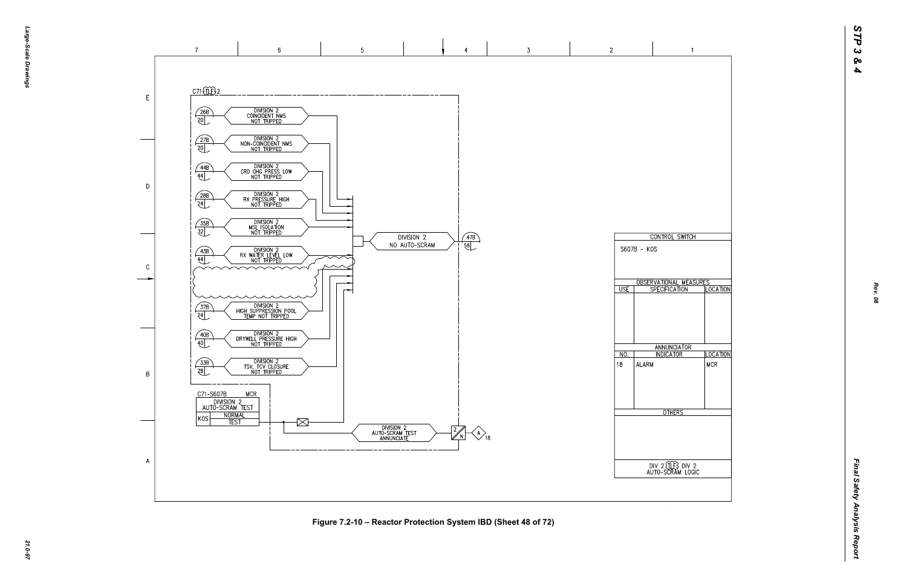C71-(TLF)-2

| Ref | Signal |
|---|---|
| 26B / 20 | DIVISION 2 COINCIDENT NMS NOT TRIPPED |
| 27B / 20 | DIVISION 2 NON-COINCIDENT NMS NOT TRIPPED |
| 44B / 44 | DIVISION 2 CRD CHG PRESS LOW NOT TRIPPED |
| 28B / 24 | DIVISION 2 RX PRESSURE HIGH NOT TRIPPED |
| 35B / 32 | DIVISION 2 MSL ISOLATION NOT TRIPPED |
| 43B / 44 | DIVISION 2 RX WATER LEVEL LOW NOT TRIPPED |
| 37B / 24 | DIVISION 2 HIGH SUPPRESSION POOL TEMP NOT TRIPPED |
| 40B / 40 | DIVISION 2 DRYWELL PRESSURE HIGH NOT TRIPPED |
| 33B / 28 | DIVISION 2 TSV, TCV CLOSURE NOT TRIPPED |

DIVISION 2 NO AUTO-SCRAM → 47B / 58

C71-S607B MCR

DIVISION 2 AUTO-SCRAM TEST

KOS: NORMAL / TEST

DIVISION 2 AUTO-SCRAM TEST ANNUNCIATE → 2/N → A 18

| CONTROL SWITCH | | |
|---|---|---|
| S607B - KOS | | |
| **OBSERVATIONAL MEASURES** | | |
| USE | SPECIFICATION | LOCATION |
| | | |
| **ANNUNCIATOR** | | |
| NO. | INDICATOR | LOCATION |
| 18 | ALARM | MCR |
| **OTHERS** | | |
| | | |

DIV 2 (TLF) DIV 2 AUTO-SCRAM LOGIC

Figure 7.2-10 – Reactor Protection System IBD (Sheet 48 of 72)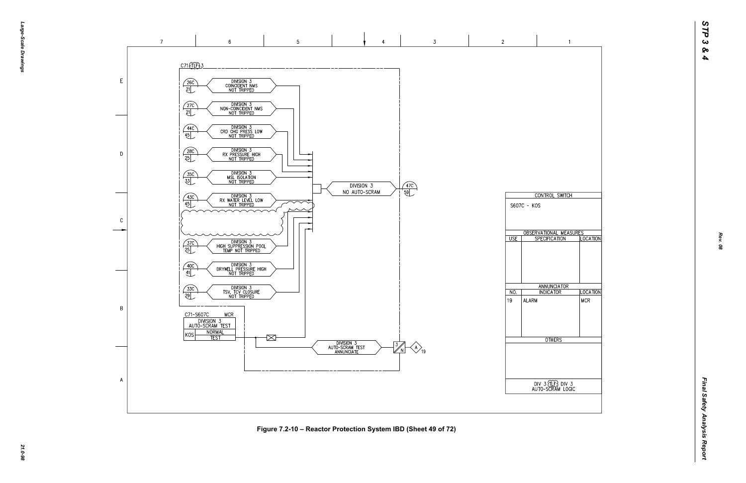C71-TLF-3

| | |
|---|---|
| 26C / 21 | DIVISION 3 COINCIDENT NMS NOT TRIPPED |
| 27C / 21 | DIVISION 3 NON-COINCIDENT NMS NOT TRIPPED |
| 44C / 45 | DIVISION 3 CRD CHG PRESS LOW NOT TRIPPED |
| 28C / 25 | DIVISION 3 RX PRESSURE HIGH NOT TRIPPED |
| 35C / 33 | DIVISION 3 MSL ISOLATION NOT TRIPPED |
| 43C / 45 | DIVISION 3 RX WATER LEVEL LOW NOT TRIPPED |
| 37C / 25 | DIVISION 3 HIGH SUPPRESSION POOL TEMP NOT TRIPPED |
| 40C / 41 | DIVISION 3 DRYWELL PRESSURE HIGH NOT TRIPPED |
| 33C / 29 | DIVISION 3 TSV, TCV CLOSURE NOT TRIPPED |

DIVISION 3 NO AUTO-SCRAM — 47C / 59

C71-S607C MCR

DIVISION 3 AUTO-SCRAM TEST

| KOS | NORMAL |
|---|---|
| | TEST |

DIVISION 3 AUTO-SCRAM TEST ANNUNCIATE — 3/N — A 19

| CONTROL SWITCH | | |
|---|---|---|
| S607C - KOS | | |
| **OBSERVATIONAL MEASURES** | | |
| USE | SPECIFICATION | LOCATION |
| | | |
| **ANNUNCIATOR** | | |
| NO. | INDICATOR | LOCATION |
| 19 | ALARM | MCR |
| **OTHERS** | | |
| | | |
| DIV 3 TLF DIV 3 AUTO-SCRAM LOGIC | | |

Figure 7.2-10 – Reactor Protection System IBD (Sheet 49 of 72)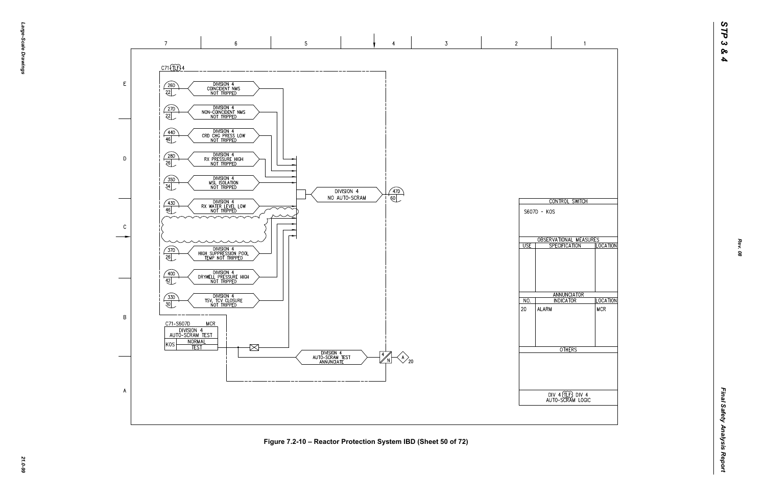C71 (TLF) 4

| 26D / 22 | DIVISION 4 COINCIDENT NMS NOT TRIPPED |
|---|---|
| 27D / 22 | DIVISION 4 NON-COINCIDENT NMS NOT TRIPPED |
| 44D / 46 | DIVISION 4 CRD CHG PRESS LOW NOT TRIPPED |
| 28D / 26 | DIVISION 4 RX PRESSURE HIGH NOT TRIPPED |
| 35D / 34 | DIVISION 4 MSL ISOLATION NOT TRIPPED |
| 43D / 46 | DIVISION 4 RX WATER LEVEL LOW NOT TRIPPED |
| 37D / 26 | DIVISION 4 HIGH SUPPRESSION POOL TEMP NOT TRIPPED |
| 40D / 42 | DIVISION 4 DRYWELL PRESSURE HIGH NOT TRIPPED |
| 33D / 30 | DIVISION 4 TSV, TCV CLOSURE NOT TRIPPED |

DIVISION 4 NO AUTO-SCRAM → 47D / 60

C71-S607D MCR

| DIVISION 4 AUTO-SCRAM TEST | |
|---|---|
| KOS | NORMAL |
| | TEST |

DIVISION 4 AUTO-SCRAM TEST ANNUNCIATE → 4/N → A 20

| CONTROL SWITCH | | |
|---|---|---|
| S607D - KOS | | |
| **OBSERVATIONAL MEASURES** | | |
| USE | SPECIFICATION | LOCATION |
| | | |
| **ANNUNCIATOR** | | |
| NO. | INDICATOR | LOCATION |
| 20 | ALARM | MCR |
| **OTHERS** | | |
| | | |

DIV 4 (TLF) DIV 4 AUTO-SCRAM LOGIC

Figure 7.2-10 – Reactor Protection System IBD (Sheet 50 of 72)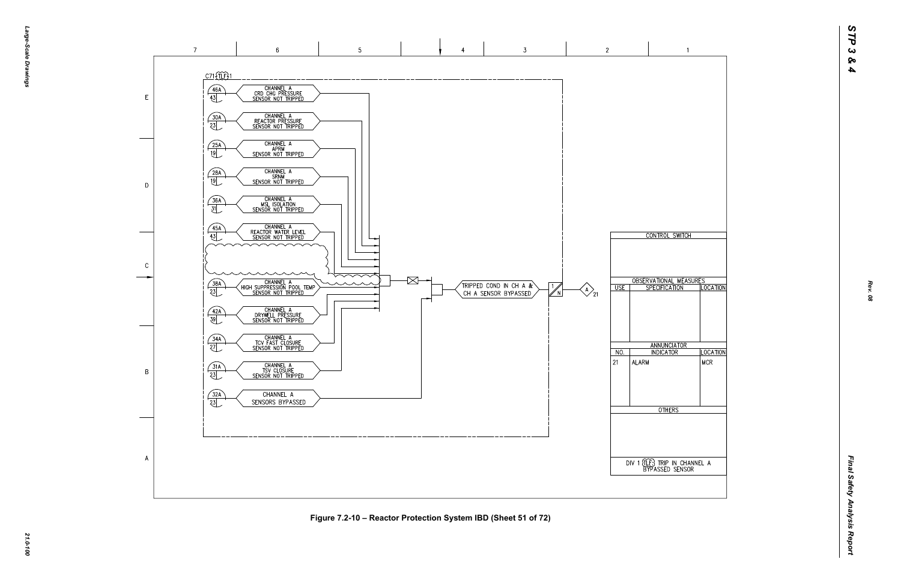C71 TLF 1

| Ref | Input |
| --- | --- |
| 46A / 43 | CHANNEL A CRD CHG PRESSURE SENSOR NOT TRIPPED |
| 30A / 23 | CHANNEL A REACTOR PRESSURE SENSOR NOT TRIPPED |
| 25A / 19 | CHANNEL A APRM SENSOR NOT TRIPPED |
| 28A / 19 | CHANNEL A SRNM SENSOR NOT TRIPPED |
| 36A / 31 | CHANNEL A MSL ISOLATION SENSOR NOT TRIPPED |
| 45A / 43 | CHANNEL A REACTOR WATER LEVEL SENSOR NOT TRIPPED |
| 38A / 23 | CHANNEL A HIGH SUPPRESSION POOL TEMP SENSOR NOT TRIPPED |
| 42A / 39 | CHANNEL A DRYWELL PRESSURE SENSOR NOT TRIPPED |
| 34A / 27 | CHANNEL A TCV FAST CLOSURE SENSOR NOT TRIPPED |
| 31A / 23 | CHANNEL A TSV CLOSURE SENSOR NOT TRIPPED |
| 32A / 23 | CHANNEL A SENSORS BYPASSED |

TRIPPED COND IN CH A & CH A SENSOR BYPASSED → 1/N → A 21

**CONTROL SWITCH**

**OBSERVATIONAL MEASURES**

| USE | SPECIFICATION | LOCATION |
| --- | --- | --- |
| | | |

**ANNUNCIATOR**

| NO. | INDICATOR | LOCATION |
| --- | --- | --- |
| 21 | ALARM | MCR |

**OTHERS**

DIV 1 TLF TRIP IN CHANNEL A BYPASSED SENSOR

Figure 7.2-10 – Reactor Protection System IBD (Sheet 51 of 72)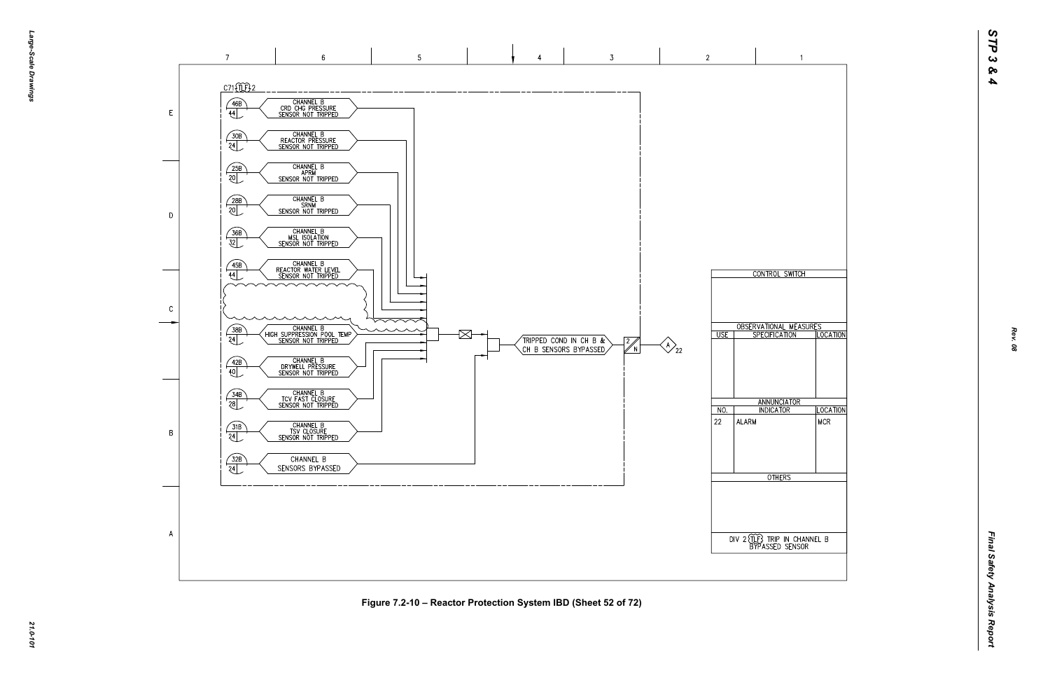C71 TLF 2

| Ref | Sheet | Signal |
|---|---|---|
| 46B | 44 | CHANNEL B CRD CHG PRESSURE SENSOR NOT TRIPPED |
| 30B | 24 | CHANNEL B REACTOR PRESSURE SENSOR NOT TRIPPED |
| 25B | 20 | CHANNEL B APRM SENSOR NOT TRIPPED |
| 28B | 20 | CHANNEL B SRNM SENSOR NOT TRIPPED |
| 36B | 32 | CHANNEL B MSL ISOLATION SENSOR NOT TRIPPED |
| 45B | 44 | CHANNEL B REACTOR WATER LEVEL SENSOR NOT TRIPPED |
| 38B | 24 | CHANNEL B HIGH SUPPRESSION POOL TEMP SENSOR NOT TRIPPED |
| 42B | 40 | CHANNEL B DRYWELL PRESSURE SENSOR NOT TRIPPED |
| 34B | 28 | CHANNEL B TCV FAST CLOSURE SENSOR NOT TRIPPED |
| 31B | 24 | CHANNEL B TSV CLOSURE SENSOR NOT TRIPPED |
| 32B | 24 | CHANNEL B SENSORS BYPASSED |

TRIPPED COND IN CH B & CH B SENSORS BYPASSED → 2/N → A 22

| CONTROL SWITCH | | |
|---|---|---|
| | | |

| OBSERVATIONAL MEASURES | | |
|---|---|---|
| USE | SPECIFICATION | LOCATION |
| | | |

| ANNUNCIATOR | | |
|---|---|---|
| NO. | INDICATOR | LOCATION |
| 22 | ALARM | MCR |

| OTHERS |
|---|
| |

DIV 2 TLF TRIP IN CHANNEL B BYPASSED SENSOR

Figure 7.2-10 – Reactor Protection System IBD (Sheet 52 of 72)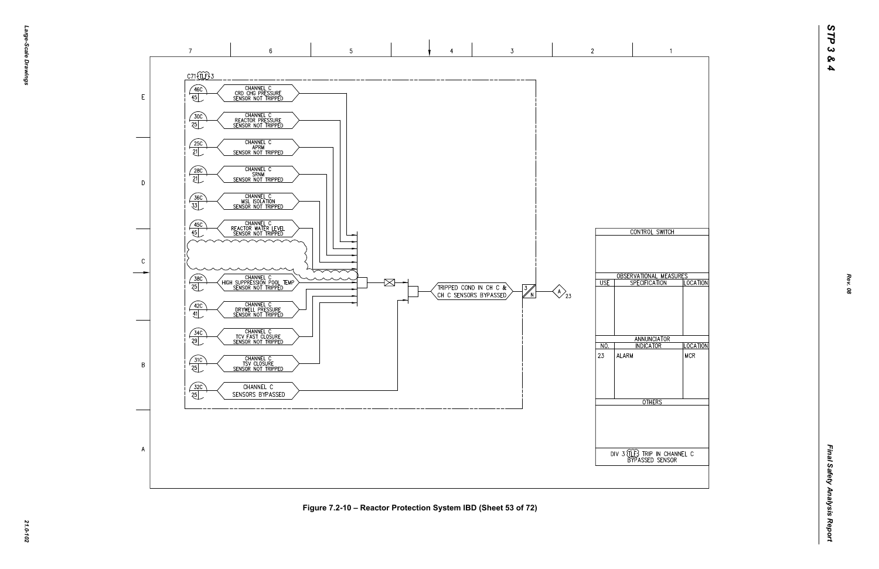C71 (TLF) 3

| | |
|---|---|
| 46C / 45 | CHANNEL C CRD CHG PRESSURE SENSOR NOT TRIPPED |
| 30C / 25 | CHANNEL C REACTOR PRESSURE SENSOR NOT TRIPPED |
| 25C / 21 | CHANNEL C APRM SENSOR NOT TRIPPED |
| 28C / 21 | CHANNEL C SRNM SENSOR NOT TRIPPED |
| 36C / 33 | CHANNEL C MSL ISOLATION SENSOR NOT TRIPPED |
| 45C / 45 | CHANNEL C REACTOR WATER LEVEL SENSOR NOT TRIPPED |
| 38C / 25 | CHANNEL C HIGH SUPPRESSION POOL TEMP SENSOR NOT TRIPPED |
| 42C / 41 | CHANNEL C DRYWELL PRESSURE SENSOR NOT TRIPPED |
| 34C / 29 | CHANNEL C TCV FAST CLOSURE SENSOR NOT TRIPPED |
| 31C / 25 | CHANNEL C TSV CLOSURE SENSOR NOT TRIPPED |
| 32C / 25 | CHANNEL C SENSORS BYPASSED |

TRIPPED COND IN CH C & CH C SENSORS BYPASSED — 3/N — A 23

| CONTROL SWITCH | | |
|---|---|---|
| | | |

| OBSERVATIONAL MEASURES | | |
|---|---|---|
| USE | SPECIFICATION | LOCATION |
| | | |

| ANNUNCIATOR | | |
|---|---|---|
| NO. | INDICATOR | LOCATION |
| 23 | ALARM | MCR |

| OTHERS |
|---|
| DIV 3 (TLF) TRIP IN CHANNEL C BYPASSED SENSOR |

Figure 7.2-10 – Reactor Protection System IBD (Sheet 53 of 72)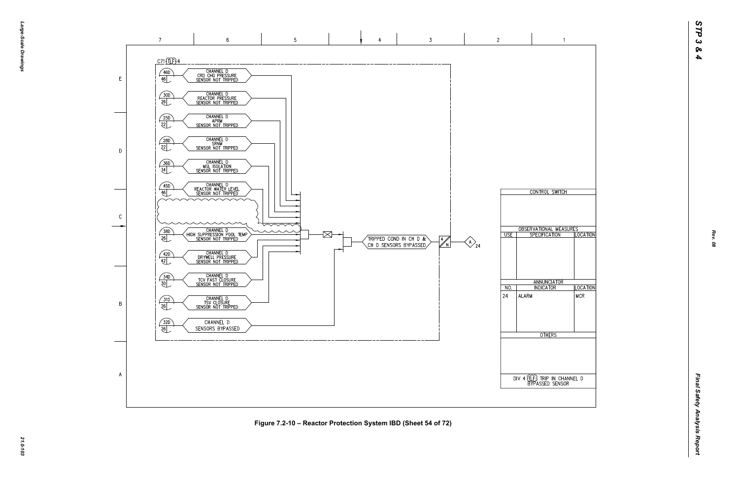C71 TLF 4

| Ref | Input |
|---|---|
| 46D / 46 | CHANNEL D CRD CHG PRESSURE SENSOR NOT TRIPPED |
| 30D / 26 | CHANNEL D REACTOR PRESSURE SENSOR NOT TRIPPED |
| 25D / 22 | CHANNEL D APRM SENSOR NOT TRIPPED |
| 28D / 22 | CHANNEL D SRNM SENSOR NOT TRIPPED |
| 36D / 34 | CHANNEL D MSL ISOLATION SENSOR NOT TRIPPED |
| 45D / 46 | CHANNEL D REACTOR WATER LEVEL SENSOR NOT TRIPPED |
| 38D / 26 | CHANNEL D HIGH SUPPRESSION POOL TEMP SENSOR NOT TRIPPED |
| 42D / 42 | CHANNEL D DRYWELL PRESSURE SENSOR NOT TRIPPED |
| 34D / 30 | CHANNEL D TCV FAST CLOSURE SENSOR NOT TRIPPED |
| 31D / 26 | CHANNEL D TSV CLOSURE SENSOR NOT TRIPPED |
| 32D / 26 | CHANNEL D SENSORS BYPASSED |

TRIPPED COND IN CH D & CH D SENSORS BYPASSED → 4/N → A 24

| CONTROL SWITCH | | |
|---|---|---|
| | | |

| OBSERVATIONAL MEASURES | | |
|---|---|---|
| USE | SPECIFICATION | LOCATION |
| | | |

| ANNUNCIATOR | | |
|---|---|---|
| NO. | INDICATOR | LOCATION |
| 24 | ALARM | MCR |

| OTHERS |
|---|
| |

DIV 4 TLF TRIP IN CHANNEL D BYPASSED SENSOR

Figure 7.2-10 – Reactor Protection System IBD (Sheet 54 of 72)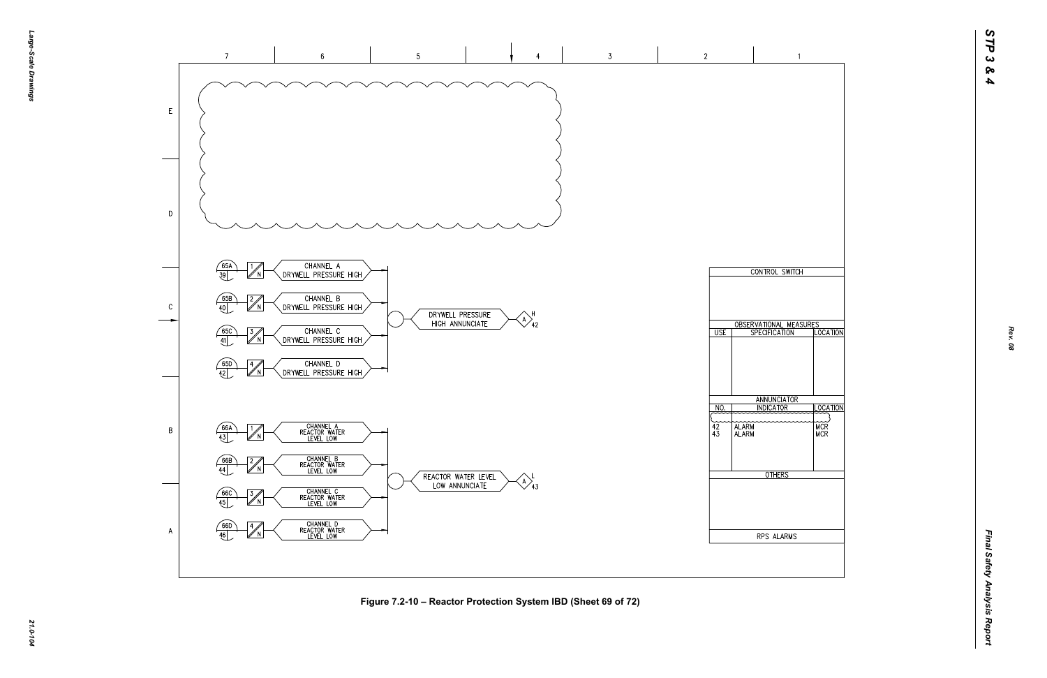| CONTROL SWITCH | | |
|---|---|---|
| | | |
| OBSERVATIONAL MEASURES | | |
| USE | SPECIFICATION | LOCATION |
| | | |
| ANNUNCIATOR | | |
| NO. | INDICATOR | LOCATION |
| 42 | ALARM | MCR |
| 43 | ALARM | MCR |
| OTHERS | | |
| | | |
| RPS ALARMS | | |

65A 39 — 1/N — CHANNEL A DRYWELL PRESSURE HIGH

65B 40 — 2/N — CHANNEL B DRYWELL PRESSURE HIGH

65C 41 — 3/N — CHANNEL C DRYWELL PRESSURE HIGH

65D 42 — 4/N — CHANNEL D DRYWELL PRESSURE HIGH

DRYWELL PRESSURE HIGH ANNUNCIATE — A H 42

66A 43 — 1/N — CHANNEL A REACTOR WATER LEVEL LOW

66B 44 — 2/N — CHANNEL B REACTOR WATER LEVEL LOW

66C 45 — 3/N — CHANNEL C REACTOR WATER LEVEL LOW

66D 46 — 4/N — CHANNEL D REACTOR WATER LEVEL LOW

REACTOR WATER LEVEL LOW ANNUNCIATE — A L 43

Figure 7.2-10 – Reactor Protection System IBD (Sheet 69 of 72)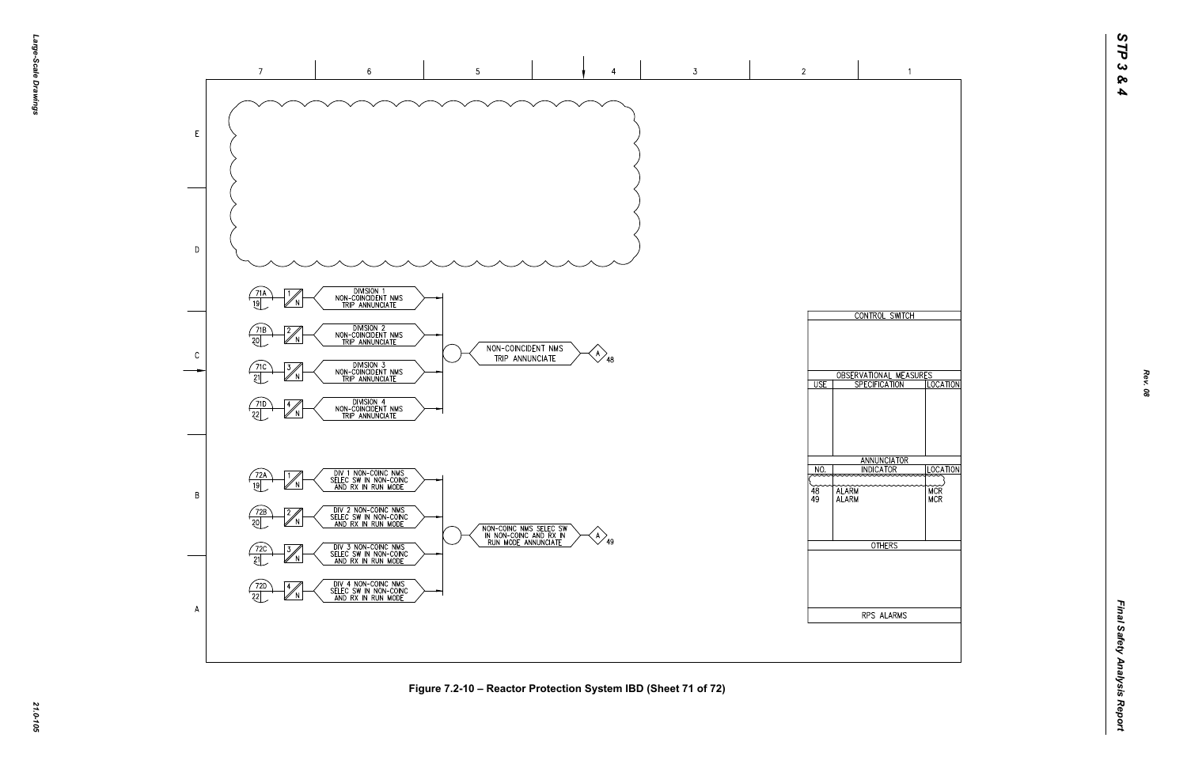DIVISION 1 NON-COINCIDENT NMS TRIP ANNUNCIATE

DIVISION 2 NON-COINCIDENT NMS TRIP ANNUNCIATE

DIVISION 3 NON-COINCIDENT NMS TRIP ANNUNCIATE

DIVISION 4 NON-COINCIDENT NMS TRIP ANNUNCIATE

NON-COINCIDENT NMS TRIP ANNUNCIATE

A 48

DIV 1 NON-COINC NMS SELEC SW IN NON-COINC AND RX IN RUN MODE

DIV 2 NON-COINC NMS SELEC SW IN NON-COINC AND RX IN RUN MODE

DIV 3 NON-COINC NMS SELEC SW IN NON-COINC AND RX IN RUN MODE

DIV 4 NON-COINC NMS SELEC SW IN NON-COINC AND RX IN RUN MODE

NON-COINC NMS SELEC SW IN NON-COINC AND RX IN RUN MODE ANNUNCIATE

A 49

71A 19, 71B 20, 71C 21, 71D 22

72A 19, 72B 20, 72C 21, 72D 22

CONTROL SWITCH

OBSERVATIONAL MEASURES

| USE | SPECIFICATION | LOCATION |
|---|---|---|
| | | |

ANNUNCIATOR

| NO. | INDICATOR | LOCATION |
|---|---|---|
| 48 | ALARM | MCR |
| 49 | ALARM | MCR |

OTHERS

RPS ALARMS

Figure 7.2-10 – Reactor Protection System IBD (Sheet 71 of 72)